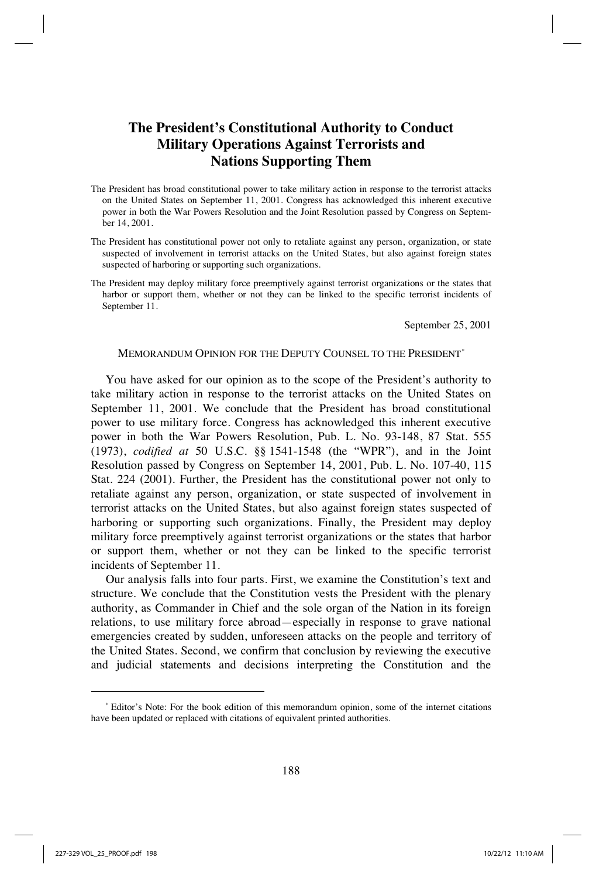# The President's Constitutional Authority to Conduct Military Operations Against Terrorists and Nations Supporting Them

The President has broad constitutional power to take military action in response to the terrorist attacks on the United States on September 11, 2001. Congress has acknowledged this inherent executive power in both the War Powers Resolution and the Joint Resolution passed by Congress on September 14, 2001.

The President has constitutional power not only to retaliate against any person, organization, or state suspected of involvement in terrorist attacks on the United States, but also against foreign states suspected of harboring or supporting such organizations.

The President may deploy military force preemptively against terrorist organizations or the states that harbor or support them, whether or not they can be linked to the specific terrorist incidents of September 11.

September 25, 2001

MEMORANDUM OPINION FOR THE DEPUTY COUNSEL TO THE PRESIDENT[*]

You have asked for our opinion as to the scope of the President's authority to take military action in response to the terrorist attacks on the United States on September 11, 2001. We conclude that the President has broad constitutional power to use military force. Congress has acknowledged this inherent executive power in both the War Powers Resolution, Pub. L. No. 93-148, 87 Stat. 555 (1973), *codified at* 50 U.S.C. §§ 1541-1548 (the "WPR"), and in the Joint Resolution passed by Congress on September 14, 2001, Pub. L. No. 107-40, 115 Stat. 224 (2001). Further, the President has the constitutional power not only to retaliate against any person, organization, or state suspected of involvement in terrorist attacks on the United States, but also against foreign states suspected of harboring or supporting such organizations. Finally, the President may deploy military force preemptively against terrorist organizations or the states that harbor or support them, whether or not they can be linked to the specific terrorist incidents of September 11.

Our analysis falls into four parts. First, we examine the Constitution's text and structure. We conclude that the Constitution vests the President with the plenary authority, as Commander in Chief and the sole organ of the Nation in its foreign relations, to use military force abroad—especially in response to grave national emergencies created by sudden, unforeseen attacks on the people and territory of the United States. Second, we confirm that conclusion by reviewing the executive and judicial statements and decisions interpreting the Constitution and the

[*] Editor's Note: For the book edition of this memorandum opinion, some of the internet citations have been updated or replaced with citations of equivalent printed authorities.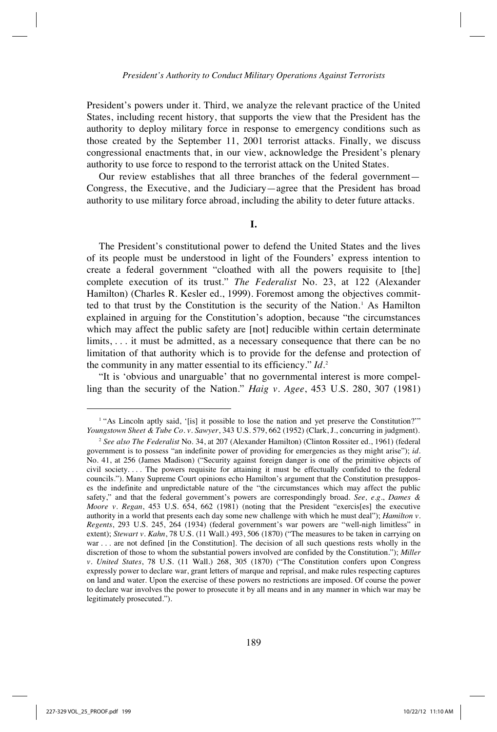President's powers under it. Third, we analyze the relevant practice of the United States, including recent history, that supports the view that the President has the authority to deploy military force in response to emergency conditions such as those created by the September 11, 2001 terrorist attacks. Finally, we discuss congressional enactments that, in our view, acknowledge the President's plenary authority to use force to respond to the terrorist attack on the United States.

Our review establishes that all three branches of the federal government—Congress, the Executive, and the Judiciary—agree that the President has broad authority to use military force abroad, including the ability to deter future attacks.

## I.

The President's constitutional power to defend the United States and the lives of its people must be understood in light of the Founders' express intention to create a federal government "cloathed with all the powers requisite to [the] complete execution of its trust." *The Federalist* No. 23, at 122 (Alexander Hamilton) (Charles R. Kesler ed., 1999). Foremost among the objectives committed to that trust by the Constitution is the security of the Nation.[1] As Hamilton explained in arguing for the Constitution's adoption, because "the circumstances which may affect the public safety are [not] reducible within certain determinate limits, . . . it must be admitted, as a necessary consequence that there can be no limitation of that authority which is to provide for the defense and protection of the community in any matter essential to its efficiency." *Id.*[2]

"It is 'obvious and unarguable' that no governmental interest is more compelling than the security of the Nation." *Haig v. Agee*, 453 U.S. 280, 307 (1981)

---

[1] "As Lincoln aptly said, '[is] it possible to lose the nation and yet preserve the Constitution?'" *Youngstown Sheet & Tube Co. v. Sawyer*, 343 U.S. 579, 662 (1952) (Clark, J., concurring in judgment).

[2] *See also The Federalist* No. 34, at 207 (Alexander Hamilton) (Clinton Rossiter ed., 1961) (federal government is to possess "an indefinite power of providing for emergencies as they might arise"); *id.* No. 41, at 256 (James Madison) ("Security against foreign danger is one of the primitive objects of civil society. . . . The powers requisite for attaining it must be effectually confided to the federal councils."). Many Supreme Court opinions echo Hamilton's argument that the Constitution presupposes the indefinite and unpredictable nature of the "the circumstances which may affect the public safety," and that the federal government's powers are correspondingly broad. *See, e.g.*, *Dames & Moore v. Regan*, 453 U.S. 654, 662 (1981) (noting that the President "exercis[es] the executive authority in a world that presents each day some new challenge with which he must deal"); *Hamilton v. Regents*, 293 U.S. 245, 264 (1934) (federal government's war powers are "well-nigh limitless" in extent); *Stewart v. Kahn*, 78 U.S. (11 Wall.) 493, 506 (1870) ("The measures to be taken in carrying on war . . . are not defined [in the Constitution]. The decision of all such questions rests wholly in the discretion of those to whom the substantial powers involved are confided by the Constitution."); *Miller v. United States*, 78 U.S. (11 Wall.) 268, 305 (1870) ("The Constitution confers upon Congress expressly power to declare war, grant letters of marque and reprisal, and make rules respecting captures on land and water. Upon the exercise of these powers no restrictions are imposed. Of course the power to declare war involves the power to prosecute it by all means and in any manner in which war may be legitimately prosecuted.").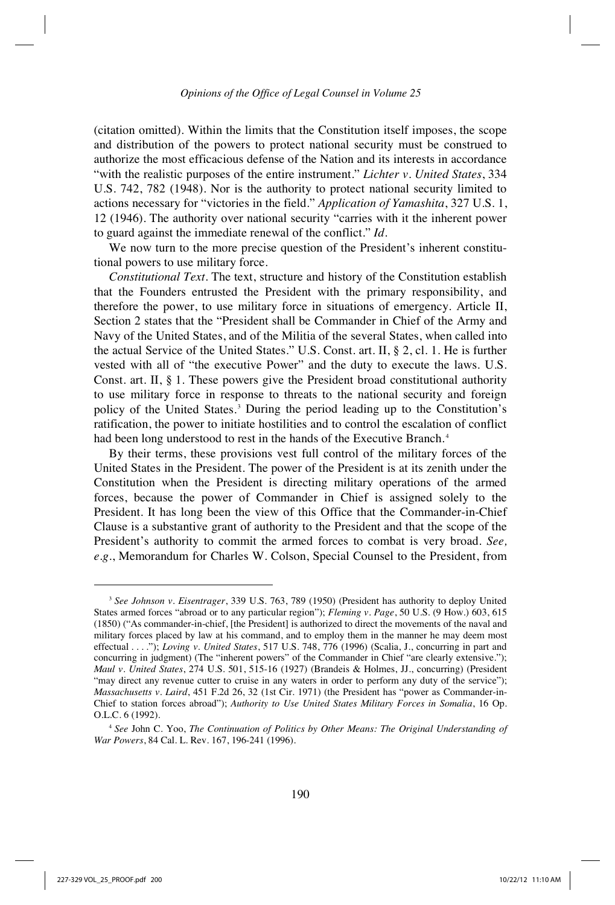(citation omitted). Within the limits that the Constitution itself imposes, the scope and distribution of the powers to protect national security must be construed to authorize the most efficacious defense of the Nation and its interests in accordance "with the realistic purposes of the entire instrument." *Lichter v. United States*, 334 U.S. 742, 782 (1948). Nor is the authority to protect national security limited to actions necessary for "victories in the field." *Application of Yamashita*, 327 U.S. 1, 12 (1946). The authority over national security "carries with it the inherent power to guard against the immediate renewal of the conflict." *Id.*

We now turn to the more precise question of the President's inherent constitutional powers to use military force.

*Constitutional Text*. The text, structure and history of the Constitution establish that the Founders entrusted the President with the primary responsibility, and therefore the power, to use military force in situations of emergency. Article II, Section 2 states that the "President shall be Commander in Chief of the Army and Navy of the United States, and of the Militia of the several States, when called into the actual Service of the United States." U.S. Const. art. II, § 2, cl. 1. He is further vested with all of "the executive Power" and the duty to execute the laws. U.S. Const. art. II, § 1. These powers give the President broad constitutional authority to use military force in response to threats to the national security and foreign policy of the United States.[3] During the period leading up to the Constitution's ratification, the power to initiate hostilities and to control the escalation of conflict had been long understood to rest in the hands of the Executive Branch.[4]

By their terms, these provisions vest full control of the military forces of the United States in the President. The power of the President is at its zenith under the Constitution when the President is directing military operations of the armed forces, because the power of Commander in Chief is assigned solely to the President. It has long been the view of this Office that the Commander-in-Chief Clause is a substantive grant of authority to the President and that the scope of the President's authority to commit the armed forces to combat is very broad. *See, e.g.*, Memorandum for Charles W. Colson, Special Counsel to the President, from

---

[3] *See Johnson v. Eisentrager*, 339 U.S. 763, 789 (1950) (President has authority to deploy United States armed forces "abroad or to any particular region"); *Fleming v. Page*, 50 U.S. (9 How.) 603, 615 (1850) ("As commander-in-chief, [the President] is authorized to direct the movements of the naval and military forces placed by law at his command, and to employ them in the manner he may deem most effectual . . . ."); *Loving v. United States*, 517 U.S. 748, 776 (1996) (Scalia, J., concurring in part and concurring in judgment) (The "inherent powers" of the Commander in Chief "are clearly extensive."); *Maul v. United States*, 274 U.S. 501, 515-16 (1927) (Brandeis & Holmes, JJ., concurring) (President "may direct any revenue cutter to cruise in any waters in order to perform any duty of the service"); *Massachusetts v. Laird*, 451 F.2d 26, 32 (1st Cir. 1971) (the President has "power as Commander-in-Chief to station forces abroad"); *Authority to Use United States Military Forces in Somalia*, 16 Op. O.L.C. 6 (1992).

[4] *See* John C. Yoo, *The Continuation of Politics by Other Means: The Original Understanding of War Powers*, 84 Cal. L. Rev. 167, 196-241 (1996).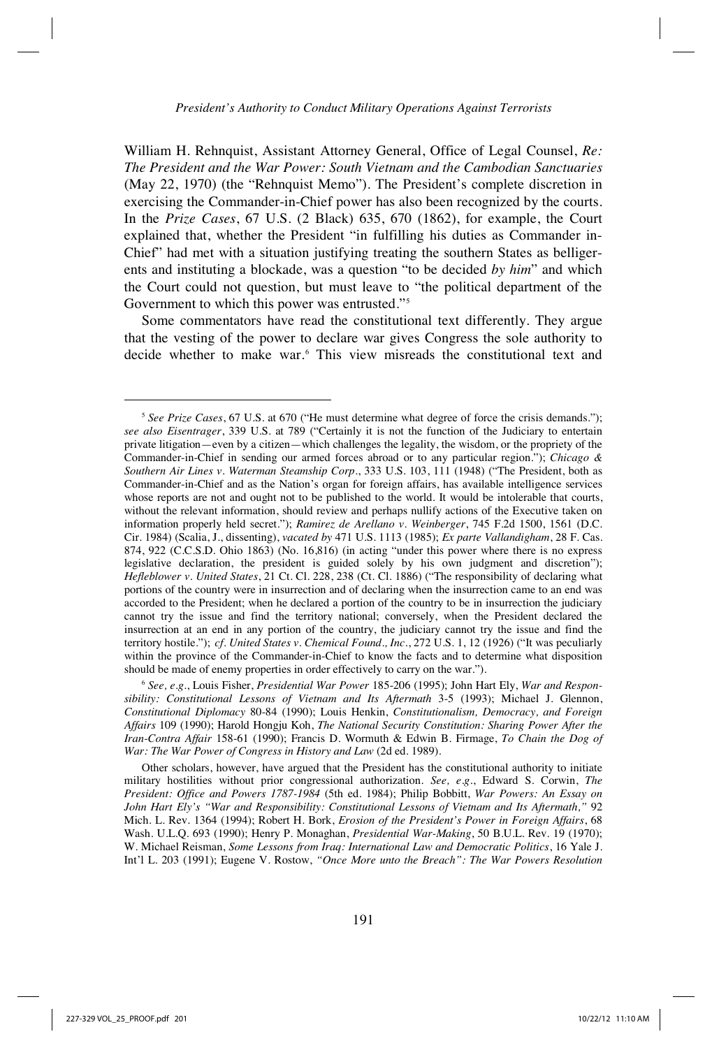William H. Rehnquist, Assistant Attorney General, Office of Legal Counsel, *Re: The President and the War Power: South Vietnam and the Cambodian Sanctuaries* (May 22, 1970) (the "Rehnquist Memo"). The President's complete discretion in exercising the Commander-in-Chief power has also been recognized by the courts. In the *Prize Cases*, 67 U.S. (2 Black) 635, 670 (1862), for example, the Court explained that, whether the President "in fulfilling his duties as Commander in-Chief" had met with a situation justifying treating the southern States as belligerents and instituting a blockade, was a question "to be decided *by him*" and which the Court could not question, but must leave to "the political department of the Government to which this power was entrusted."[5]

Some commentators have read the constitutional text differently. They argue that the vesting of the power to declare war gives Congress the sole authority to decide whether to make war.[6] This view misreads the constitutional text and

---

[5] *See Prize Cases*, 67 U.S. at 670 ("He must determine what degree of force the crisis demands."); *see also Eisentrager*, 339 U.S. at 789 ("Certainly it is not the function of the Judiciary to entertain private litigation—even by a citizen—which challenges the legality, the wisdom, or the propriety of the Commander-in-Chief in sending our armed forces abroad or to any particular region."); *Chicago & Southern Air Lines v. Waterman Steamship Corp.*, 333 U.S. 103, 111 (1948) ("The President, both as Commander-in-Chief and as the Nation's organ for foreign affairs, has available intelligence services whose reports are not and ought not to be published to the world. It would be intolerable that courts, without the relevant information, should review and perhaps nullify actions of the Executive taken on information properly held secret."); *Ramirez de Arellano v. Weinberger*, 745 F.2d 1500, 1561 (D.C. Cir. 1984) (Scalia, J., dissenting), *vacated by* 471 U.S. 1113 (1985); *Ex parte Vallandigham*, 28 F. Cas. 874, 922 (C.C.S.D. Ohio 1863) (No. 16,816) (in acting "under this power where there is no express legislative declaration, the president is guided solely by his own judgment and discretion"); *Hefleblower v. United States*, 21 Ct. Cl. 228, 238 (Ct. Cl. 1886) ("The responsibility of declaring what portions of the country were in insurrection and of declaring when the insurrection came to an end was accorded to the President; when he declared a portion of the country to be in insurrection the judiciary cannot try the issue and find the territory national; conversely, when the President declared the insurrection at an end in any portion of the country, the judiciary cannot try the issue and find the territory hostile."); *cf. United States v. Chemical Found., Inc.*, 272 U.S. 1, 12 (1926) ("It was peculiarly within the province of the Commander-in-Chief to know the facts and to determine what disposition should be made of enemy properties in order effectively to carry on the war.").

[6] *See, e.g.*, Louis Fisher, *Presidential War Power* 185-206 (1995); John Hart Ely, *War and Responsibility: Constitutional Lessons of Vietnam and Its Aftermath* 3-5 (1993); Michael J. Glennon, *Constitutional Diplomacy* 80-84 (1990); Louis Henkin, *Constitutionalism, Democracy, and Foreign Affairs* 109 (1990); Harold Hongju Koh, *The National Security Constitution: Sharing Power After the Iran-Contra Affair* 158-61 (1990); Francis D. Wormuth & Edwin B. Firmage, *To Chain the Dog of War: The War Power of Congress in History and Law* (2d ed. 1989).

Other scholars, however, have argued that the President has the constitutional authority to initiate military hostilities without prior congressional authorization. *See, e.g.*, Edward S. Corwin, *The President: Office and Powers 1787-1984* (5th ed. 1984); Philip Bobbitt, *War Powers: An Essay on John Hart Ely's "War and Responsibility: Constitutional Lessons of Vietnam and Its Aftermath,"* 92 Mich. L. Rev. 1364 (1994); Robert H. Bork, *Erosion of the President's Power in Foreign Affairs*, 68 Wash. U.L.Q. 693 (1990); Henry P. Monaghan, *Presidential War-Making*, 50 B.U.L. Rev. 19 (1970); W. Michael Reisman, *Some Lessons from Iraq: International Law and Democratic Politics*, 16 Yale J. Int'l L. 203 (1991); Eugene V. Rostow, *"Once More unto the Breach": The War Powers Resolution*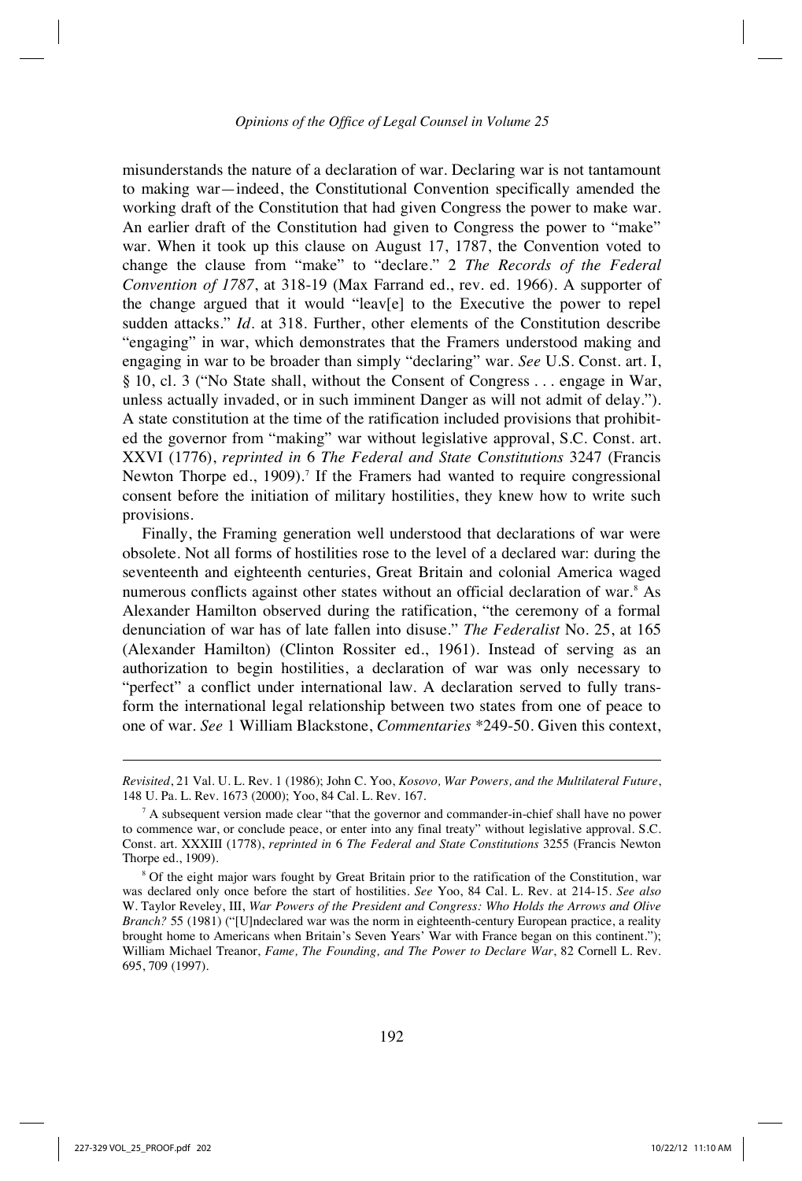misunderstands the nature of a declaration of war. Declaring war is not tantamount to making war—indeed, the Constitutional Convention specifically amended the working draft of the Constitution that had given Congress the power to make war. An earlier draft of the Constitution had given to Congress the power to "make" war. When it took up this clause on August 17, 1787, the Convention voted to change the clause from "make" to "declare." 2 *The Records of the Federal Convention of 1787*, at 318-19 (Max Farrand ed., rev. ed. 1966). A supporter of the change argued that it would "leav[e] to the Executive the power to repel sudden attacks." *Id.* at 318. Further, other elements of the Constitution describe "engaging" in war, which demonstrates that the Framers understood making and engaging in war to be broader than simply "declaring" war. *See* U.S. Const. art. I, § 10, cl. 3 ("No State shall, without the Consent of Congress . . . engage in War, unless actually invaded, or in such imminent Danger as will not admit of delay."). A state constitution at the time of the ratification included provisions that prohibited the governor from "making" war without legislative approval, S.C. Const. art. XXVI (1776), *reprinted in* 6 *The Federal and State Constitutions* 3247 (Francis Newton Thorpe ed., 1909).[7] If the Framers had wanted to require congressional consent before the initiation of military hostilities, they knew how to write such provisions.

Finally, the Framing generation well understood that declarations of war were obsolete. Not all forms of hostilities rose to the level of a declared war: during the seventeenth and eighteenth centuries, Great Britain and colonial America waged numerous conflicts against other states without an official declaration of war.[8] As Alexander Hamilton observed during the ratification, "the ceremony of a formal denunciation of war has of late fallen into disuse." *The Federalist* No. 25, at 165 (Alexander Hamilton) (Clinton Rossiter ed., 1961). Instead of serving as an authorization to begin hostilities, a declaration of war was only necessary to "perfect" a conflict under international law. A declaration served to fully transform the international legal relationship between two states from one of peace to one of war. *See* 1 William Blackstone, *Commentaries* *249-50. Given this context,

---

*Revisited*, 21 Val. U. L. Rev. 1 (1986); John C. Yoo, *Kosovo, War Powers, and the Multilateral Future*, 148 U. Pa. L. Rev. 1673 (2000); Yoo, 84 Cal. L. Rev. 167.

[7] A subsequent version made clear "that the governor and commander-in-chief shall have no power to commence war, or conclude peace, or enter into any final treaty" without legislative approval. S.C. Const. art. XXXIII (1778), *reprinted in* 6 *The Federal and State Constitutions* 3255 (Francis Newton Thorpe ed., 1909).

[8] Of the eight major wars fought by Great Britain prior to the ratification of the Constitution, war was declared only once before the start of hostilities. *See* Yoo, 84 Cal. L. Rev. at 214-15. *See also* W. Taylor Reveley, III, *War Powers of the President and Congress: Who Holds the Arrows and Olive Branch?* 55 (1981) ("[U]ndeclared war was the norm in eighteenth-century European practice, a reality brought home to Americans when Britain's Seven Years' War with France began on this continent."); William Michael Treanor, *Fame, The Founding, and The Power to Declare War*, 82 Cornell L. Rev. 695, 709 (1997).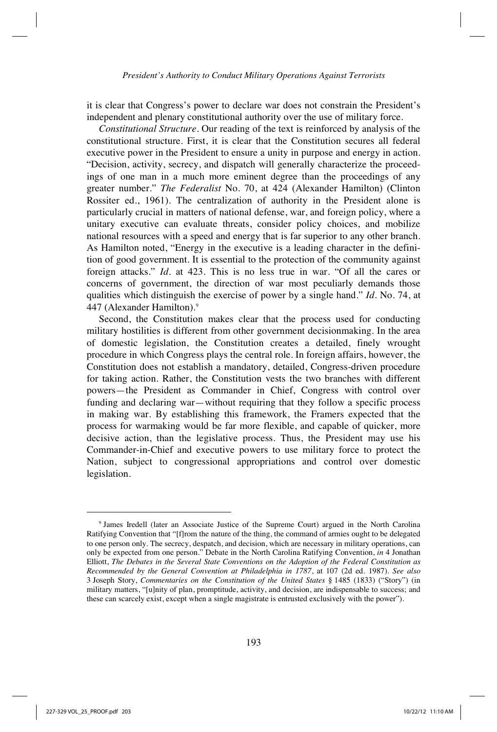it is clear that Congress's power to declare war does not constrain the President's independent and plenary constitutional authority over the use of military force.

*Constitutional Structure*. Our reading of the text is reinforced by analysis of the constitutional structure. First, it is clear that the Constitution secures all federal executive power in the President to ensure a unity in purpose and energy in action. "Decision, activity, secrecy, and dispatch will generally characterize the proceedings of one man in a much more eminent degree than the proceedings of any greater number." *The Federalist* No. 70, at 424 (Alexander Hamilton) (Clinton Rossiter ed., 1961). The centralization of authority in the President alone is particularly crucial in matters of national defense, war, and foreign policy, where a unitary executive can evaluate threats, consider policy choices, and mobilize national resources with a speed and energy that is far superior to any other branch. As Hamilton noted, "Energy in the executive is a leading character in the definition of good government. It is essential to the protection of the community against foreign attacks." *Id.* at 423. This is no less true in war. "Of all the cares or concerns of government, the direction of war most peculiarly demands those qualities which distinguish the exercise of power by a single hand." *Id.* No. 74, at 447 (Alexander Hamilton).[9]

Second, the Constitution makes clear that the process used for conducting military hostilities is different from other government decisionmaking. In the area of domestic legislation, the Constitution creates a detailed, finely wrought procedure in which Congress plays the central role. In foreign affairs, however, the Constitution does not establish a mandatory, detailed, Congress-driven procedure for taking action. Rather, the Constitution vests the two branches with different powers—the President as Commander in Chief, Congress with control over funding and declaring war—without requiring that they follow a specific process in making war. By establishing this framework, the Framers expected that the process for warmaking would be far more flexible, and capable of quicker, more decisive action, than the legislative process. Thus, the President may use his Commander-in-Chief and executive powers to use military force to protect the Nation, subject to congressional appropriations and control over domestic legislation.

---

[9] James Iredell (later an Associate Justice of the Supreme Court) argued in the North Carolina Ratifying Convention that "[f]rom the nature of the thing, the command of armies ought to be delegated to one person only. The secrecy, despatch, and decision, which are necessary in military operations, can only be expected from one person." Debate in the North Carolina Ratifying Convention, *in* 4 Jonathan Elliott, *The Debates in the Several State Conventions on the Adoption of the Federal Constitution as Recommended by the General Convention at Philadelphia in 1787*, at 107 (2d ed. 1987). *See also* 3 Joseph Story, *Commentaries on the Constitution of the United States* § 1485 (1833) ("Story") (in military matters, "[u]nity of plan, promptitude, activity, and decision, are indispensable to success; and these can scarcely exist, except when a single magistrate is entrusted exclusively with the power").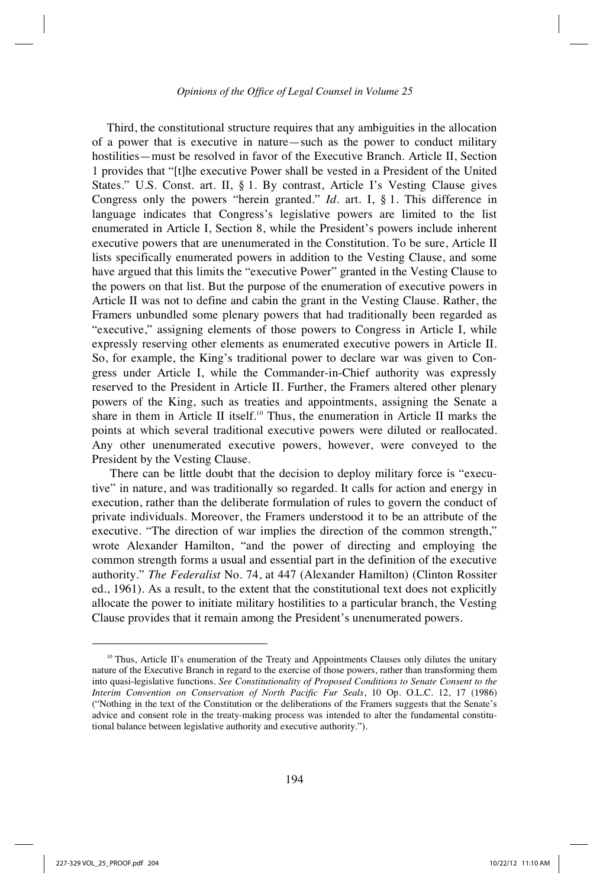Third, the constitutional structure requires that any ambiguities in the allocation of a power that is executive in nature—such as the power to conduct military hostilities—must be resolved in favor of the Executive Branch. Article II, Section 1 provides that "[t]he executive Power shall be vested in a President of the United States." U.S. Const. art. II, § 1. By contrast, Article I's Vesting Clause gives Congress only the powers "herein granted." *Id.* art. I, § 1. This difference in language indicates that Congress's legislative powers are limited to the list enumerated in Article I, Section 8, while the President's powers include inherent executive powers that are unenumerated in the Constitution. To be sure, Article II lists specifically enumerated powers in addition to the Vesting Clause, and some have argued that this limits the "executive Power" granted in the Vesting Clause to the powers on that list. But the purpose of the enumeration of executive powers in Article II was not to define and cabin the grant in the Vesting Clause. Rather, the Framers unbundled some plenary powers that had traditionally been regarded as "executive," assigning elements of those powers to Congress in Article I, while expressly reserving other elements as enumerated executive powers in Article II. So, for example, the King's traditional power to declare war was given to Congress under Article I, while the Commander-in-Chief authority was expressly reserved to the President in Article II. Further, the Framers altered other plenary powers of the King, such as treaties and appointments, assigning the Senate a share in them in Article II itself.[10] Thus, the enumeration in Article II marks the points at which several traditional executive powers were diluted or reallocated. Any other unenumerated executive powers, however, were conveyed to the President by the Vesting Clause.

There can be little doubt that the decision to deploy military force is "executive" in nature, and was traditionally so regarded. It calls for action and energy in execution, rather than the deliberate formulation of rules to govern the conduct of private individuals. Moreover, the Framers understood it to be an attribute of the executive. "The direction of war implies the direction of the common strength," wrote Alexander Hamilton, "and the power of directing and employing the common strength forms a usual and essential part in the definition of the executive authority." *The Federalist* No. 74, at 447 (Alexander Hamilton) (Clinton Rossiter ed., 1961). As a result, to the extent that the constitutional text does not explicitly allocate the power to initiate military hostilities to a particular branch, the Vesting Clause provides that it remain among the President's unenumerated powers.

---

[10] Thus, Article II's enumeration of the Treaty and Appointments Clauses only dilutes the unitary nature of the Executive Branch in regard to the exercise of those powers, rather than transforming them into quasi-legislative functions. *See Constitutionality of Proposed Conditions to Senate Consent to the Interim Convention on Conservation of North Pacific Fur Seals*, 10 Op. O.L.C. 12, 17 (1986) ("Nothing in the text of the Constitution or the deliberations of the Framers suggests that the Senate's advice and consent role in the treaty-making process was intended to alter the fundamental constitutional balance between legislative authority and executive authority.").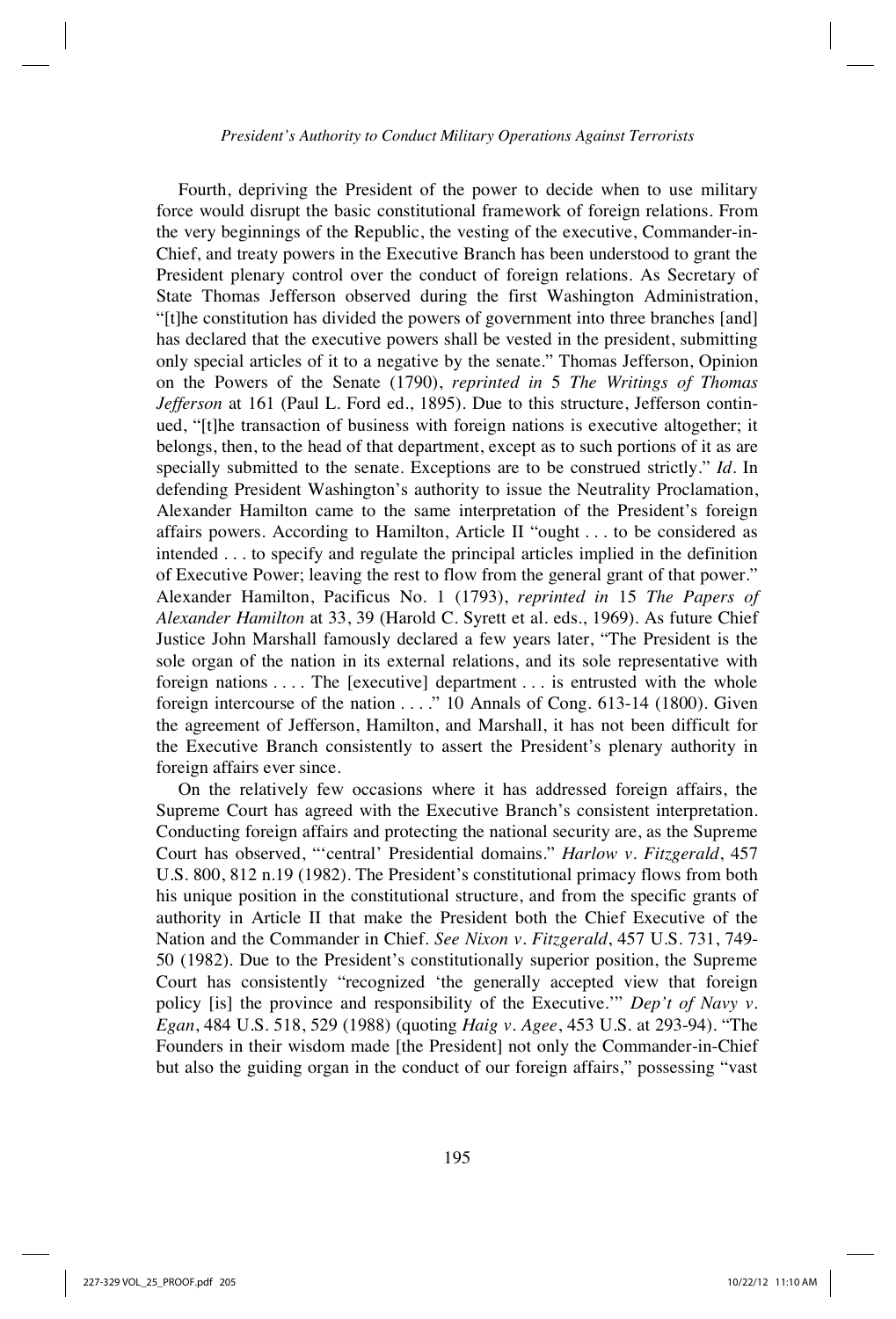Fourth, depriving the President of the power to decide when to use military force would disrupt the basic constitutional framework of foreign relations. From the very beginnings of the Republic, the vesting of the executive, Commander-in-Chief, and treaty powers in the Executive Branch has been understood to grant the President plenary control over the conduct of foreign relations. As Secretary of State Thomas Jefferson observed during the first Washington Administration, "[t]he constitution has divided the powers of government into three branches [and] has declared that the executive powers shall be vested in the president, submitting only special articles of it to a negative by the senate." Thomas Jefferson, Opinion on the Powers of the Senate (1790), *reprinted in* 5 *The Writings of Thomas Jefferson* at 161 (Paul L. Ford ed., 1895). Due to this structure, Jefferson continued, "[t]he transaction of business with foreign nations is executive altogether; it belongs, then, to the head of that department, except as to such portions of it as are specially submitted to the senate. Exceptions are to be construed strictly." *Id.* In defending President Washington's authority to issue the Neutrality Proclamation, Alexander Hamilton came to the same interpretation of the President's foreign affairs powers. According to Hamilton, Article II "ought . . . to be considered as intended . . . to specify and regulate the principal articles implied in the definition of Executive Power; leaving the rest to flow from the general grant of that power." Alexander Hamilton, Pacificus No. 1 (1793), *reprinted in* 15 *The Papers of Alexander Hamilton* at 33, 39 (Harold C. Syrett et al. eds., 1969). As future Chief Justice John Marshall famously declared a few years later, "The President is the sole organ of the nation in its external relations, and its sole representative with foreign nations . . . . The [executive] department . . . is entrusted with the whole foreign intercourse of the nation . . . ." 10 Annals of Cong. 613-14 (1800). Given the agreement of Jefferson, Hamilton, and Marshall, it has not been difficult for the Executive Branch consistently to assert the President's plenary authority in foreign affairs ever since.

On the relatively few occasions where it has addressed foreign affairs, the Supreme Court has agreed with the Executive Branch's consistent interpretation. Conducting foreign affairs and protecting the national security are, as the Supreme Court has observed, "'central' Presidential domains." *Harlow v. Fitzgerald*, 457 U.S. 800, 812 n.19 (1982). The President's constitutional primacy flows from both his unique position in the constitutional structure, and from the specific grants of authority in Article II that make the President both the Chief Executive of the Nation and the Commander in Chief. *See Nixon v. Fitzgerald*, 457 U.S. 731, 749-50 (1982). Due to the President's constitutionally superior position, the Supreme Court has consistently "recognized 'the generally accepted view that foreign policy [is] the province and responsibility of the Executive.'" *Dep't of Navy v. Egan*, 484 U.S. 518, 529 (1988) (quoting *Haig v. Agee*, 453 U.S. at 293-94). "The Founders in their wisdom made [the President] not only the Commander-in-Chief but also the guiding organ in the conduct of our foreign affairs," possessing "vast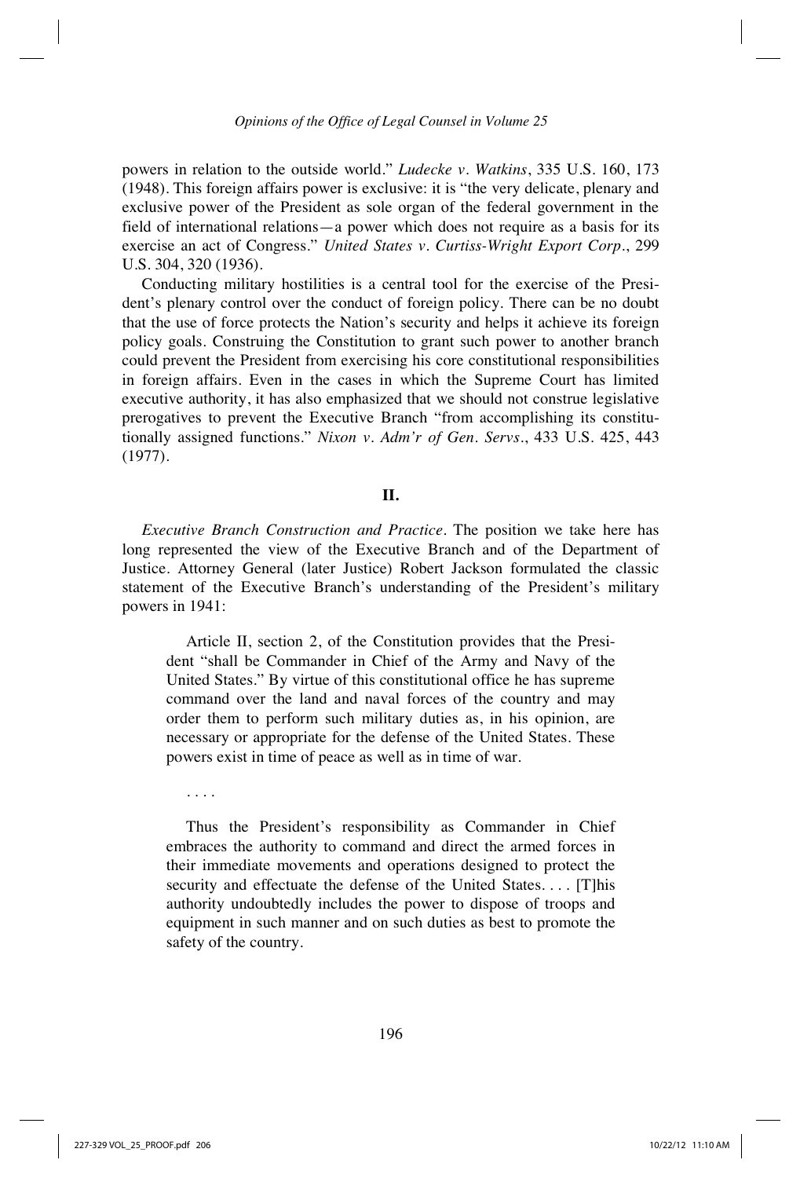powers in relation to the outside world." *Ludecke v. Watkins*, 335 U.S. 160, 173 (1948). This foreign affairs power is exclusive: it is "the very delicate, plenary and exclusive power of the President as sole organ of the federal government in the field of international relations—a power which does not require as a basis for its exercise an act of Congress." *United States v. Curtiss-Wright Export Corp.*, 299 U.S. 304, 320 (1936).

Conducting military hostilities is a central tool for the exercise of the President's plenary control over the conduct of foreign policy. There can be no doubt that the use of force protects the Nation's security and helps it achieve its foreign policy goals. Construing the Constitution to grant such power to another branch could prevent the President from exercising his core constitutional responsibilities in foreign affairs. Even in the cases in which the Supreme Court has limited executive authority, it has also emphasized that we should not construe legislative prerogatives to prevent the Executive Branch "from accomplishing its constitutionally assigned functions." *Nixon v. Adm'r of Gen. Servs.*, 433 U.S. 425, 443 (1977).

## II.

*Executive Branch Construction and Practice.* The position we take here has long represented the view of the Executive Branch and of the Department of Justice. Attorney General (later Justice) Robert Jackson formulated the classic statement of the Executive Branch's understanding of the President's military powers in 1941:

> Article II, section 2, of the Constitution provides that the President "shall be Commander in Chief of the Army and Navy of the United States." By virtue of this constitutional office he has supreme command over the land and naval forces of the country and may order them to perform such military duties as, in his opinion, are necessary or appropriate for the defense of the United States. These powers exist in time of peace as well as in time of war.
>
> . . . .
>
> Thus the President's responsibility as Commander in Chief embraces the authority to command and direct the armed forces in their immediate movements and operations designed to protect the security and effectuate the defense of the United States. . . . [T]his authority undoubtedly includes the power to dispose of troops and equipment in such manner and on such duties as best to promote the safety of the country.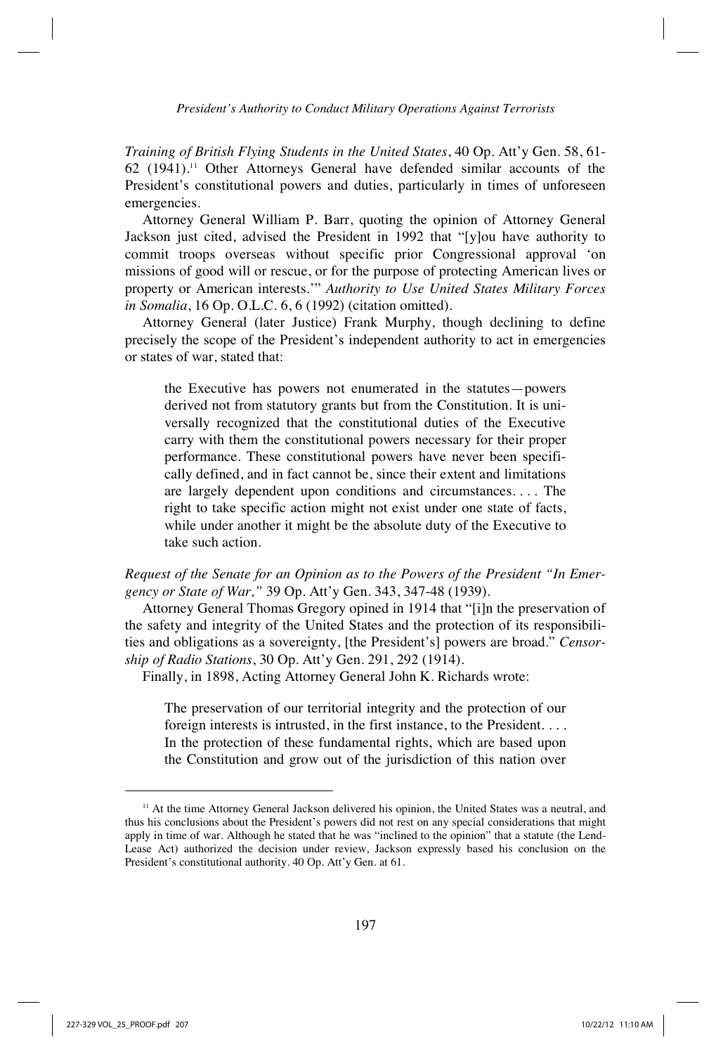*Training of British Flying Students in the United States*, 40 Op. Att'y Gen. 58, 61-62 (1941).[11] Other Attorneys General have defended similar accounts of the President's constitutional powers and duties, particularly in times of unforeseen emergencies.

Attorney General William P. Barr, quoting the opinion of Attorney General Jackson just cited, advised the President in 1992 that "[y]ou have authority to commit troops overseas without specific prior Congressional approval 'on missions of good will or rescue, or for the purpose of protecting American lives or property or American interests.'" *Authority to Use United States Military Forces in Somalia*, 16 Op. O.L.C. 6, 6 (1992) (citation omitted).

Attorney General (later Justice) Frank Murphy, though declining to define precisely the scope of the President's independent authority to act in emergencies or states of war, stated that:

> the Executive has powers not enumerated in the statutes—powers derived not from statutory grants but from the Constitution. It is universally recognized that the constitutional duties of the Executive carry with them the constitutional powers necessary for their proper performance. These constitutional powers have never been specifically defined, and in fact cannot be, since their extent and limitations are largely dependent upon conditions and circumstances. . . . The right to take specific action might not exist under one state of facts, while under another it might be the absolute duty of the Executive to take such action.

*Request of the Senate for an Opinion as to the Powers of the President "In Emergency or State of War,"* 39 Op. Att'y Gen. 343, 347-48 (1939).

Attorney General Thomas Gregory opined in 1914 that "[i]n the preservation of the safety and integrity of the United States and the protection of its responsibilities and obligations as a sovereignty, [the President's] powers are broad." *Censorship of Radio Stations*, 30 Op. Att'y Gen. 291, 292 (1914).

Finally, in 1898, Acting Attorney General John K. Richards wrote:

> The preservation of our territorial integrity and the protection of our foreign interests is intrusted, in the first instance, to the President. . . . In the protection of these fundamental rights, which are based upon the Constitution and grow out of the jurisdiction of this nation over

[11] At the time Attorney General Jackson delivered his opinion, the United States was a neutral, and thus his conclusions about the President's powers did not rest on any special considerations that might apply in time of war. Although he stated that he was "inclined to the opinion" that a statute (the Lend-Lease Act) authorized the decision under review, Jackson expressly based his conclusion on the President's constitutional authority. 40 Op. Att'y Gen. at 61.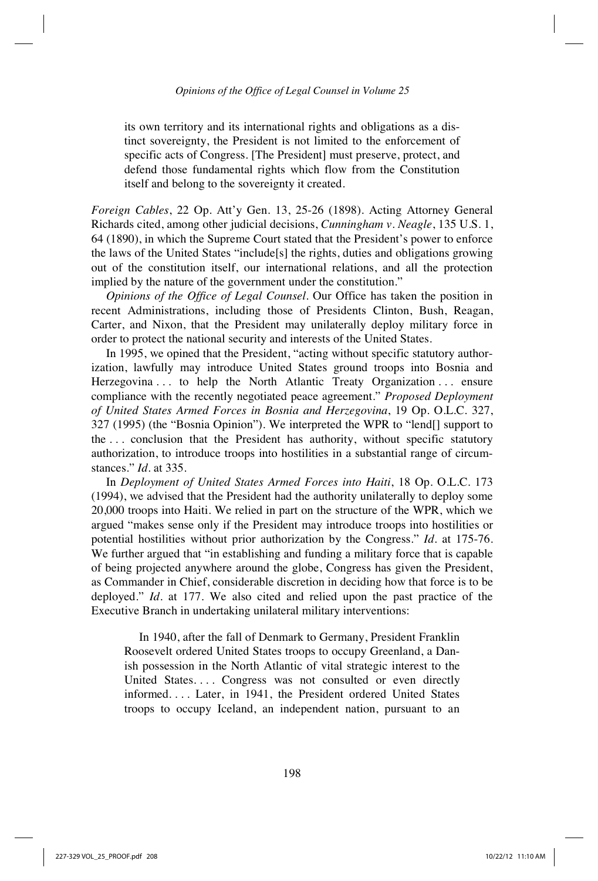> its own territory and its international rights and obligations as a distinct sovereignty, the President is not limited to the enforcement of specific acts of Congress. [The President] must preserve, protect, and defend those fundamental rights which flow from the Constitution itself and belong to the sovereignty it created.

*Foreign Cables*, 22 Op. Att'y Gen. 13, 25-26 (1898). Acting Attorney General Richards cited, among other judicial decisions, *Cunningham v. Neagle*, 135 U.S. 1, 64 (1890), in which the Supreme Court stated that the President's power to enforce the laws of the United States "include[s] the rights, duties and obligations growing out of the constitution itself, our international relations, and all the protection implied by the nature of the government under the constitution."

*Opinions of the Office of Legal Counsel*. Our Office has taken the position in recent Administrations, including those of Presidents Clinton, Bush, Reagan, Carter, and Nixon, that the President may unilaterally deploy military force in order to protect the national security and interests of the United States.

In 1995, we opined that the President, "acting without specific statutory authorization, lawfully may introduce United States ground troops into Bosnia and Herzegovina . . . to help the North Atlantic Treaty Organization . . . ensure compliance with the recently negotiated peace agreement." *Proposed Deployment of United States Armed Forces in Bosnia and Herzegovina*, 19 Op. O.L.C. 327, 327 (1995) (the "Bosnia Opinion"). We interpreted the WPR to "lend[] support to the . . . conclusion that the President has authority, without specific statutory authorization, to introduce troops into hostilities in a substantial range of circumstances." *Id.* at 335.

In *Deployment of United States Armed Forces into Haiti*, 18 Op. O.L.C. 173 (1994), we advised that the President had the authority unilaterally to deploy some 20,000 troops into Haiti. We relied in part on the structure of the WPR, which we argued "makes sense only if the President may introduce troops into hostilities or potential hostilities without prior authorization by the Congress." *Id.* at 175-76. We further argued that "in establishing and funding a military force that is capable of being projected anywhere around the globe, Congress has given the President, as Commander in Chief, considerable discretion in deciding how that force is to be deployed." *Id.* at 177. We also cited and relied upon the past practice of the Executive Branch in undertaking unilateral military interventions:

> In 1940, after the fall of Denmark to Germany, President Franklin Roosevelt ordered United States troops to occupy Greenland, a Danish possession in the North Atlantic of vital strategic interest to the United States. . . . Congress was not consulted or even directly informed. . . . Later, in 1941, the President ordered United States troops to occupy Iceland, an independent nation, pursuant to an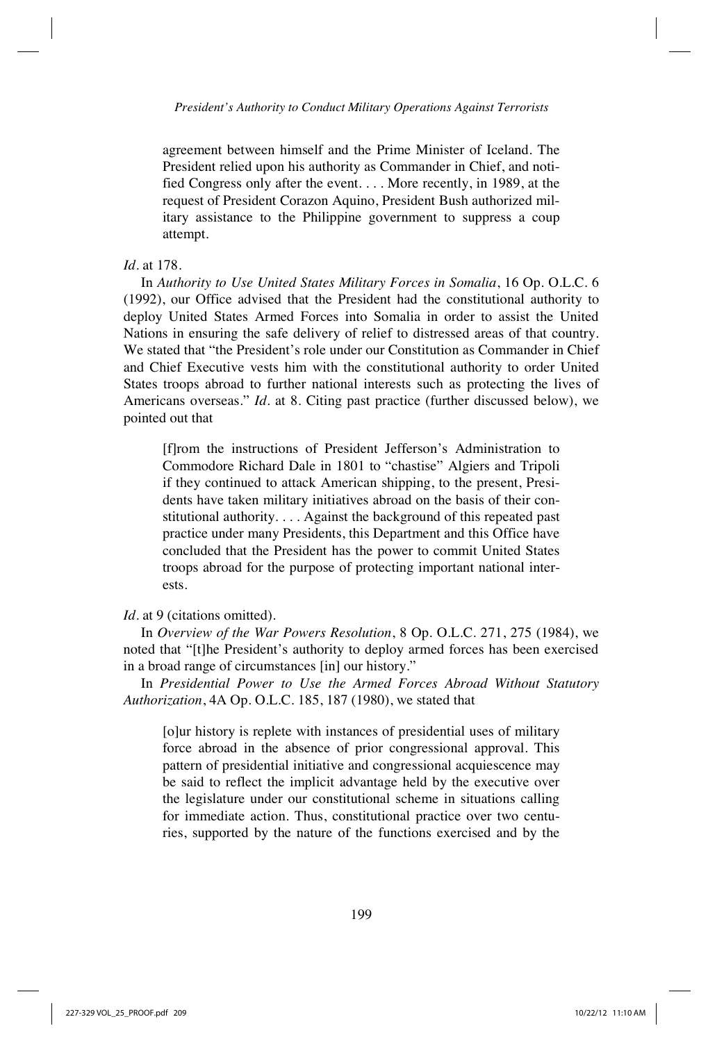> agreement between himself and the Prime Minister of Iceland. The President relied upon his authority as Commander in Chief, and notified Congress only after the event. . . . More recently, in 1989, at the request of President Corazon Aquino, President Bush authorized military assistance to the Philippine government to suppress a coup attempt.

*Id.* at 178.

In *Authority to Use United States Military Forces in Somalia*, 16 Op. O.L.C. 6 (1992), our Office advised that the President had the constitutional authority to deploy United States Armed Forces into Somalia in order to assist the United Nations in ensuring the safe delivery of relief to distressed areas of that country. We stated that "the President's role under our Constitution as Commander in Chief and Chief Executive vests him with the constitutional authority to order United States troops abroad to further national interests such as protecting the lives of Americans overseas." *Id.* at 8. Citing past practice (further discussed below), we pointed out that

> [f]rom the instructions of President Jefferson's Administration to Commodore Richard Dale in 1801 to "chastise" Algiers and Tripoli if they continued to attack American shipping, to the present, Presidents have taken military initiatives abroad on the basis of their constitutional authority. . . . Against the background of this repeated past practice under many Presidents, this Department and this Office have concluded that the President has the power to commit United States troops abroad for the purpose of protecting important national interests.

*Id.* at 9 (citations omitted).

In *Overview of the War Powers Resolution*, 8 Op. O.L.C. 271, 275 (1984), we noted that "[t]he President's authority to deploy armed forces has been exercised in a broad range of circumstances [in] our history."

In *Presidential Power to Use the Armed Forces Abroad Without Statutory Authorization*, 4A Op. O.L.C. 185, 187 (1980), we stated that

> [o]ur history is replete with instances of presidential uses of military force abroad in the absence of prior congressional approval. This pattern of presidential initiative and congressional acquiescence may be said to reflect the implicit advantage held by the executive over the legislature under our constitutional scheme in situations calling for immediate action. Thus, constitutional practice over two centuries, supported by the nature of the functions exercised and by the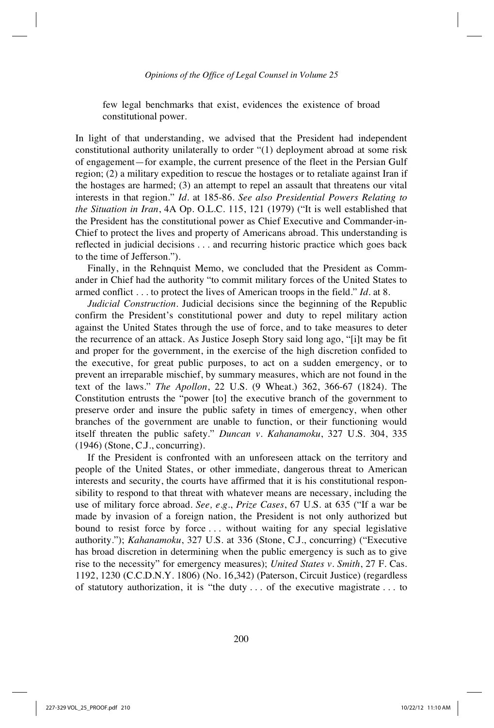few legal benchmarks that exist, evidences the existence of broad constitutional power.

In light of that understanding, we advised that the President had independent constitutional authority unilaterally to order "(1) deployment abroad at some risk of engagement—for example, the current presence of the fleet in the Persian Gulf region; (2) a military expedition to rescue the hostages or to retaliate against Iran if the hostages are harmed; (3) an attempt to repel an assault that threatens our vital interests in that region." *Id.* at 185-86. *See also Presidential Powers Relating to the Situation in Iran*, 4A Op. O.L.C. 115, 121 (1979) ("It is well established that the President has the constitutional power as Chief Executive and Commander-in-Chief to protect the lives and property of Americans abroad. This understanding is reflected in judicial decisions . . . and recurring historic practice which goes back to the time of Jefferson.").

Finally, in the Rehnquist Memo, we concluded that the President as Commander in Chief had the authority "to commit military forces of the United States to armed conflict . . . to protect the lives of American troops in the field." *Id.* at 8.

*Judicial Construction*. Judicial decisions since the beginning of the Republic confirm the President's constitutional power and duty to repel military action against the United States through the use of force, and to take measures to deter the recurrence of an attack. As Justice Joseph Story said long ago, "[i]t may be fit and proper for the government, in the exercise of the high discretion confided to the executive, for great public purposes, to act on a sudden emergency, or to prevent an irreparable mischief, by summary measures, which are not found in the text of the laws." *The Apollon*, 22 U.S. (9 Wheat.) 362, 366-67 (1824). The Constitution entrusts the "power [to] the executive branch of the government to preserve order and insure the public safety in times of emergency, when other branches of the government are unable to function, or their functioning would itself threaten the public safety." *Duncan v. Kahanamoku*, 327 U.S. 304, 335 (1946) (Stone, C.J., concurring).

If the President is confronted with an unforeseen attack on the territory and people of the United States, or other immediate, dangerous threat to American interests and security, the courts have affirmed that it is his constitutional responsibility to respond to that threat with whatever means are necessary, including the use of military force abroad. *See, e.g.*, *Prize Cases*, 67 U.S. at 635 ("If a war be made by invasion of a foreign nation, the President is not only authorized but bound to resist force by force . . . without waiting for any special legislative authority."); *Kahanamoku*, 327 U.S. at 336 (Stone, C.J., concurring) ("Executive has broad discretion in determining when the public emergency is such as to give rise to the necessity" for emergency measures); *United States v. Smith*, 27 F. Cas. 1192, 1230 (C.C.D.N.Y. 1806) (No. 16,342) (Paterson, Circuit Justice) (regardless of statutory authorization, it is "the duty . . . of the executive magistrate . . . to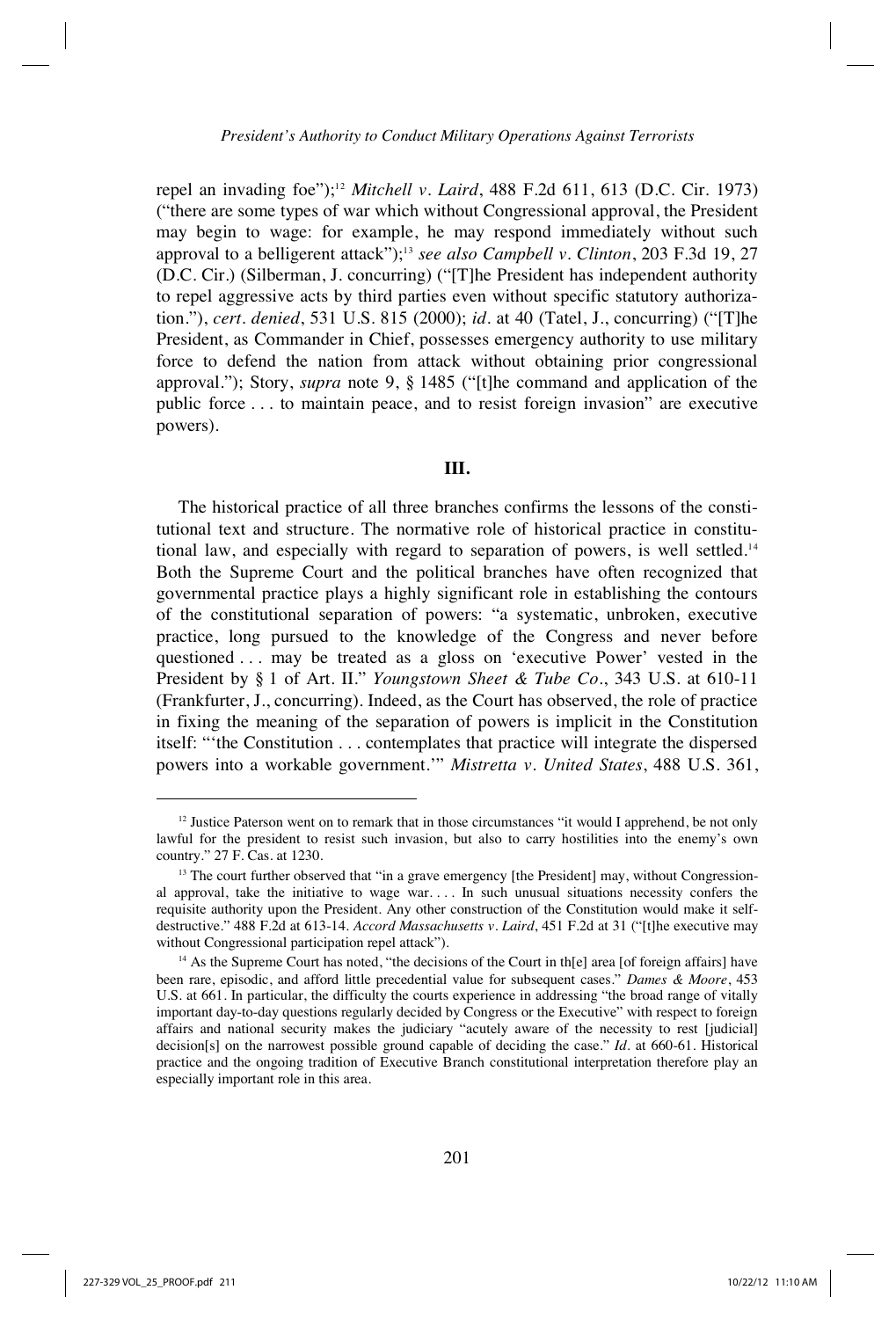repel an invading foe");[12] *Mitchell v. Laird*, 488 F.2d 611, 613 (D.C. Cir. 1973) ("there are some types of war which without Congressional approval, the President may begin to wage: for example, he may respond immediately without such approval to a belligerent attack");[13] *see also Campbell v. Clinton*, 203 F.3d 19, 27 (D.C. Cir.) (Silberman, J. concurring) ("[T]he President has independent authority to repel aggressive acts by third parties even without specific statutory authorization."), *cert. denied*, 531 U.S. 815 (2000); *id.* at 40 (Tatel, J., concurring) ("[T]he President, as Commander in Chief, possesses emergency authority to use military force to defend the nation from attack without obtaining prior congressional approval."); Story, *supra* note 9, § 1485 ("[t]he command and application of the public force . . . to maintain peace, and to resist foreign invasion" are executive powers).

## III.

The historical practice of all three branches confirms the lessons of the constitutional text and structure. The normative role of historical practice in constitutional law, and especially with regard to separation of powers, is well settled.[14] Both the Supreme Court and the political branches have often recognized that governmental practice plays a highly significant role in establishing the contours of the constitutional separation of powers: "a systematic, unbroken, executive practice, long pursued to the knowledge of the Congress and never before questioned . . . may be treated as a gloss on 'executive Power' vested in the President by § 1 of Art. II." *Youngstown Sheet & Tube Co.*, 343 U.S. at 610-11 (Frankfurter, J., concurring). Indeed, as the Court has observed, the role of practice in fixing the meaning of the separation of powers is implicit in the Constitution itself: "'the Constitution . . . contemplates that practice will integrate the dispersed powers into a workable government.'" *Mistretta v. United States*, 488 U.S. 361,

---

[12] Justice Paterson went on to remark that in those circumstances "it would I apprehend, be not only lawful for the president to resist such invasion, but also to carry hostilities into the enemy's own country." 27 F. Cas. at 1230.

[13] The court further observed that "in a grave emergency [the President] may, without Congressional approval, take the initiative to wage war. . . . In such unusual situations necessity confers the requisite authority upon the President. Any other construction of the Constitution would make it self-destructive." 488 F.2d at 613-14. *Accord Massachusetts v. Laird*, 451 F.2d at 31 ("[t]he executive may without Congressional participation repel attack").

[14] As the Supreme Court has noted, "the decisions of the Court in th[e] area [of foreign affairs] have been rare, episodic, and afford little precedential value for subsequent cases." *Dames & Moore*, 453 U.S. at 661. In particular, the difficulty the courts experience in addressing "the broad range of vitally important day-to-day questions regularly decided by Congress or the Executive" with respect to foreign affairs and national security makes the judiciary "acutely aware of the necessity to rest [judicial] decision[s] on the narrowest possible ground capable of deciding the case." *Id.* at 660-61. Historical practice and the ongoing tradition of Executive Branch constitutional interpretation therefore play an especially important role in this area.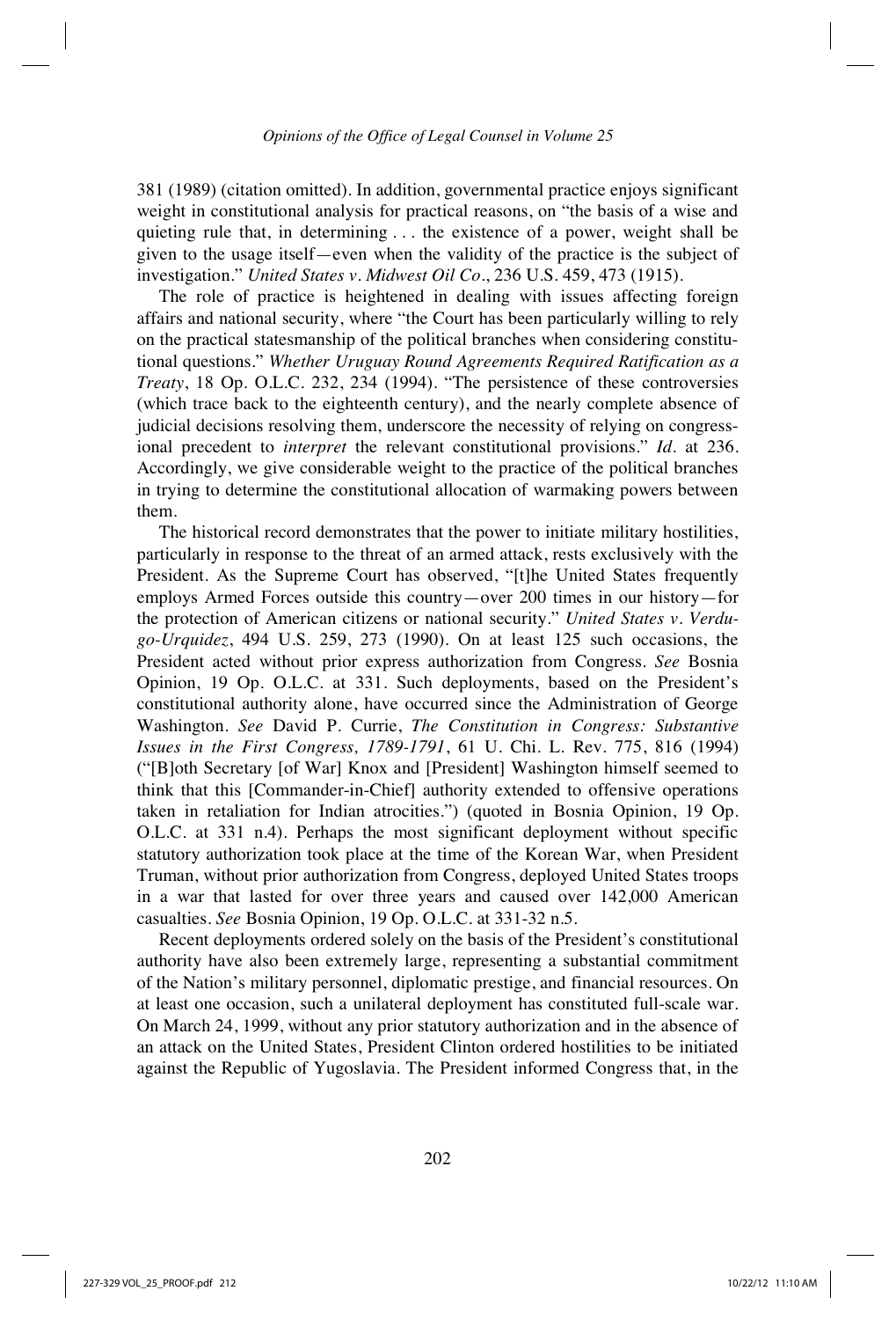381 (1989) (citation omitted). In addition, governmental practice enjoys significant weight in constitutional analysis for practical reasons, on "the basis of a wise and quieting rule that, in determining . . . the existence of a power, weight shall be given to the usage itself—even when the validity of the practice is the subject of investigation." *United States v. Midwest Oil Co.*, 236 U.S. 459, 473 (1915).

The role of practice is heightened in dealing with issues affecting foreign affairs and national security, where "the Court has been particularly willing to rely on the practical statesmanship of the political branches when considering constitutional questions." *Whether Uruguay Round Agreements Required Ratification as a Treaty*, 18 Op. O.L.C. 232, 234 (1994). "The persistence of these controversies (which trace back to the eighteenth century), and the nearly complete absence of judicial decisions resolving them, underscore the necessity of relying on congressional precedent to *interpret* the relevant constitutional provisions." *Id.* at 236. Accordingly, we give considerable weight to the practice of the political branches in trying to determine the constitutional allocation of warmaking powers between them.

The historical record demonstrates that the power to initiate military hostilities, particularly in response to the threat of an armed attack, rests exclusively with the President. As the Supreme Court has observed, "[t]he United States frequently employs Armed Forces outside this country—over 200 times in our history—for the protection of American citizens or national security." *United States v. Verdugo-Urquidez*, 494 U.S. 259, 273 (1990). On at least 125 such occasions, the President acted without prior express authorization from Congress. *See* Bosnia Opinion, 19 Op. O.L.C. at 331. Such deployments, based on the President's constitutional authority alone, have occurred since the Administration of George Washington. *See* David P. Currie, *The Constitution in Congress: Substantive Issues in the First Congress, 1789-1791*, 61 U. Chi. L. Rev. 775, 816 (1994) ("[B]oth Secretary [of War] Knox and [President] Washington himself seemed to think that this [Commander-in-Chief] authority extended to offensive operations taken in retaliation for Indian atrocities.") (quoted in Bosnia Opinion, 19 Op. O.L.C. at 331 n.4). Perhaps the most significant deployment without specific statutory authorization took place at the time of the Korean War, when President Truman, without prior authorization from Congress, deployed United States troops in a war that lasted for over three years and caused over 142,000 American casualties. *See* Bosnia Opinion, 19 Op. O.L.C. at 331-32 n.5.

Recent deployments ordered solely on the basis of the President's constitutional authority have also been extremely large, representing a substantial commitment of the Nation's military personnel, diplomatic prestige, and financial resources. On at least one occasion, such a unilateral deployment has constituted full-scale war. On March 24, 1999, without any prior statutory authorization and in the absence of an attack on the United States, President Clinton ordered hostilities to be initiated against the Republic of Yugoslavia. The President informed Congress that, in the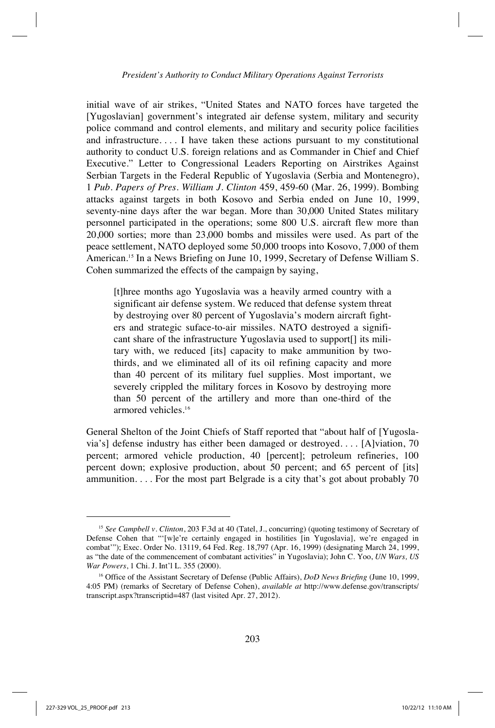initial wave of air strikes, "United States and NATO forces have targeted the [Yugoslavian] government's integrated air defense system, military and security police command and control elements, and military and security police facilities and infrastructure. . . . I have taken these actions pursuant to my constitutional authority to conduct U.S. foreign relations and as Commander in Chief and Chief Executive." Letter to Congressional Leaders Reporting on Airstrikes Against Serbian Targets in the Federal Republic of Yugoslavia (Serbia and Montenegro), 1 *Pub. Papers of Pres. William J. Clinton* 459, 459-60 (Mar. 26, 1999). Bombing attacks against targets in both Kosovo and Serbia ended on June 10, 1999, seventy-nine days after the war began. More than 30,000 United States military personnel participated in the operations; some 800 U.S. aircraft flew more than 20,000 sorties; more than 23,000 bombs and missiles were used. As part of the peace settlement, NATO deployed some 50,000 troops into Kosovo, 7,000 of them American.[15] In a News Briefing on June 10, 1999, Secretary of Defense William S. Cohen summarized the effects of the campaign by saying,

> [t]hree months ago Yugoslavia was a heavily armed country with a significant air defense system. We reduced that defense system threat by destroying over 80 percent of Yugoslavia's modern aircraft fighters and strategic suface-to-air missiles. NATO destroyed a significant share of the infrastructure Yugoslavia used to support[] its military with, we reduced [its] capacity to make ammunition by two-thirds, and we eliminated all of its oil refining capacity and more than 40 percent of its military fuel supplies. Most important, we severely crippled the military forces in Kosovo by destroying more than 50 percent of the artillery and more than one-third of the armored vehicles.[16]

General Shelton of the Joint Chiefs of Staff reported that "about half of [Yugoslavia's] defense industry has either been damaged or destroyed. . . . [A]viation, 70 percent; armored vehicle production, 40 [percent]; petroleum refineries, 100 percent down; explosive production, about 50 percent; and 65 percent of [its] ammunition. . . . For the most part Belgrade is a city that's got about probably 70

---

[15] *See Campbell v. Clinton*, 203 F.3d at 40 (Tatel, J., concurring) (quoting testimony of Secretary of Defense Cohen that "'[w]e're certainly engaged in hostilities [in Yugoslavia], we're engaged in combat'"); Exec. Order No. 13119, 64 Fed. Reg. 18,797 (Apr. 16, 1999) (designating March 24, 1999, as "the date of the commencement of combatant activities" in Yugoslavia); John C. Yoo, *UN Wars, US War Powers*, 1 Chi. J. Int'l L. 355 (2000).

[16] Office of the Assistant Secretary of Defense (Public Affairs), *DoD News Briefing* (June 10, 1999, 4:05 PM) (remarks of Secretary of Defense Cohen), *available at* http://www.defense.gov/transcripts/transcript.aspx?transcriptid=487 (last visited Apr. 27, 2012).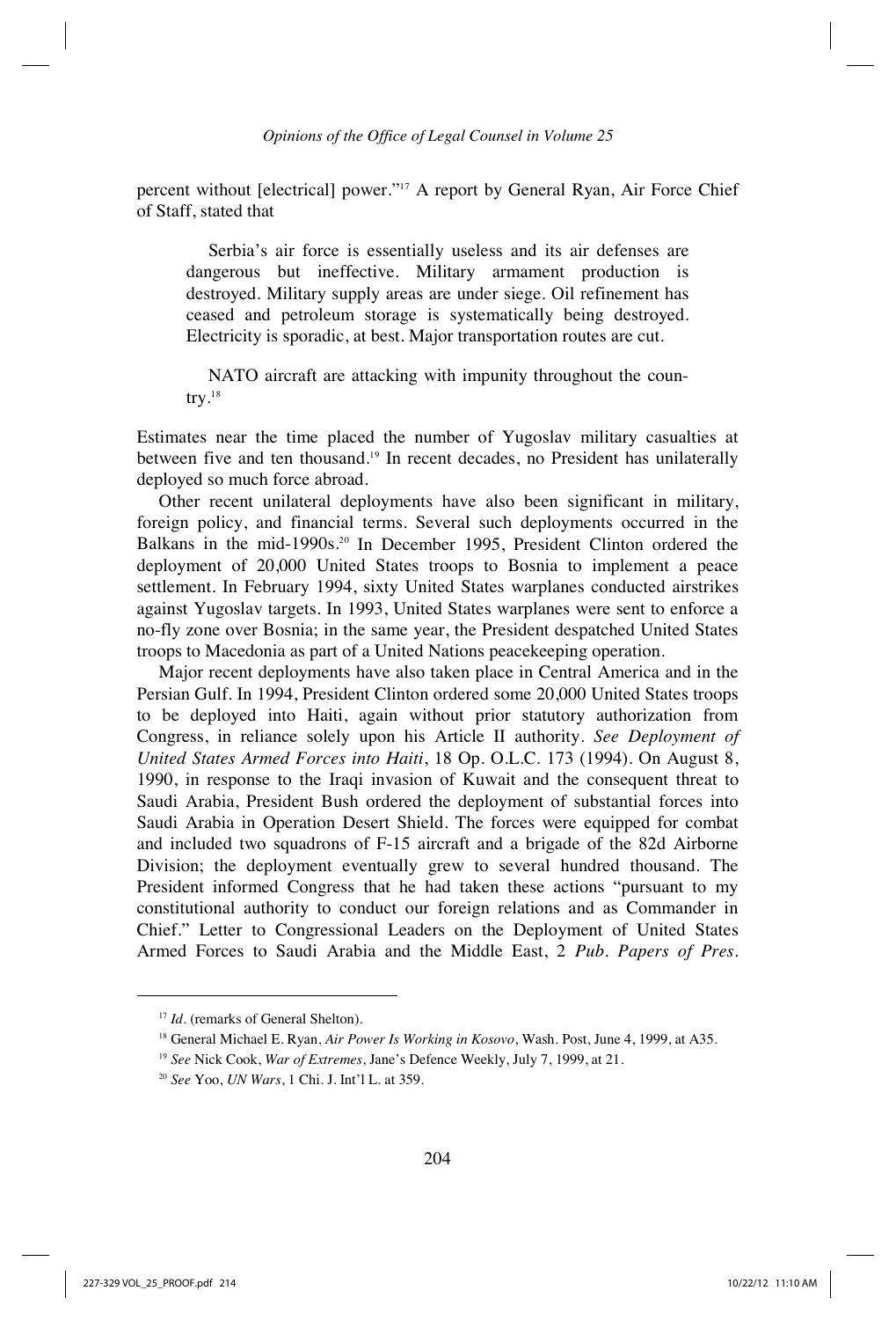percent without [electrical] power."[17] A report by General Ryan, Air Force Chief of Staff, stated that

> Serbia's air force is essentially useless and its air defenses are dangerous but ineffective. Military armament production is destroyed. Military supply areas are under siege. Oil refinement has ceased and petroleum storage is systematically being destroyed. Electricity is sporadic, at best. Major transportation routes are cut.
>
> NATO aircraft are attacking with impunity throughout the country.[18]

Estimates near the time placed the number of Yugoslav military casualties at between five and ten thousand.[19] In recent decades, no President has unilaterally deployed so much force abroad.

Other recent unilateral deployments have also been significant in military, foreign policy, and financial terms. Several such deployments occurred in the Balkans in the mid-1990s.[20] In December 1995, President Clinton ordered the deployment of 20,000 United States troops to Bosnia to implement a peace settlement. In February 1994, sixty United States warplanes conducted airstrikes against Yugoslav targets. In 1993, United States warplanes were sent to enforce a no-fly zone over Bosnia; in the same year, the President despatched United States troops to Macedonia as part of a United Nations peacekeeping operation.

Major recent deployments have also taken place in Central America and in the Persian Gulf. In 1994, President Clinton ordered some 20,000 United States troops to be deployed into Haiti, again without prior statutory authorization from Congress, in reliance solely upon his Article II authority. *See Deployment of United States Armed Forces into Haiti*, 18 Op. O.L.C. 173 (1994). On August 8, 1990, in response to the Iraqi invasion of Kuwait and the consequent threat to Saudi Arabia, President Bush ordered the deployment of substantial forces into Saudi Arabia in Operation Desert Shield. The forces were equipped for combat and included two squadrons of F-15 aircraft and a brigade of the 82d Airborne Division; the deployment eventually grew to several hundred thousand. The President informed Congress that he had taken these actions "pursuant to my constitutional authority to conduct our foreign relations and as Commander in Chief." Letter to Congressional Leaders on the Deployment of United States Armed Forces to Saudi Arabia and the Middle East, 2 *Pub. Papers of Pres.*

---

[17] *Id.* (remarks of General Shelton).

[18] General Michael E. Ryan, *Air Power Is Working in Kosovo*, Wash. Post, June 4, 1999, at A35.

[19] *See* Nick Cook, *War of Extremes*, Jane's Defence Weekly, July 7, 1999, at 21.

[20] *See* Yoo, *UN Wars*, 1 Chi. J. Int'l L. at 359.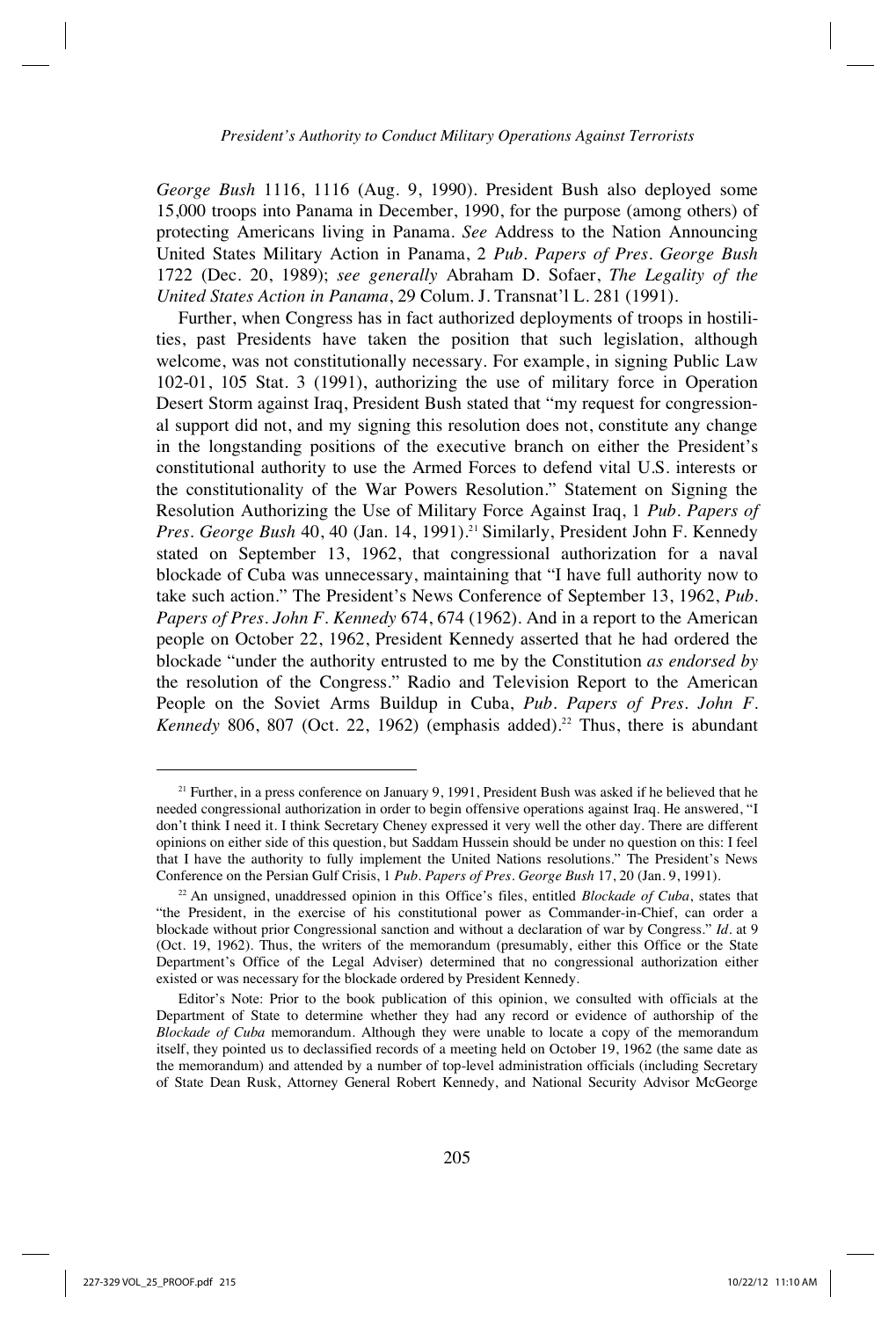*George Bush* 1116, 1116 (Aug. 9, 1990). President Bush also deployed some 15,000 troops into Panama in December, 1990, for the purpose (among others) of protecting Americans living in Panama. *See* Address to the Nation Announcing United States Military Action in Panama, 2 *Pub. Papers of Pres. George Bush* 1722 (Dec. 20, 1989); *see generally* Abraham D. Sofaer, *The Legality of the United States Action in Panama*, 29 Colum. J. Transnat'l L. 281 (1991).

Further, when Congress has in fact authorized deployments of troops in hostilities, past Presidents have taken the position that such legislation, although welcome, was not constitutionally necessary. For example, in signing Public Law 102-01, 105 Stat. 3 (1991), authorizing the use of military force in Operation Desert Storm against Iraq, President Bush stated that "my request for congressional support did not, and my signing this resolution does not, constitute any change in the longstanding positions of the executive branch on either the President's constitutional authority to use the Armed Forces to defend vital U.S. interests or the constitutionality of the War Powers Resolution." Statement on Signing the Resolution Authorizing the Use of Military Force Against Iraq, 1 *Pub. Papers of Pres. George Bush* 40, 40 (Jan. 14, 1991).[21] Similarly, President John F. Kennedy stated on September 13, 1962, that congressional authorization for a naval blockade of Cuba was unnecessary, maintaining that "I have full authority now to take such action." The President's News Conference of September 13, 1962, *Pub. Papers of Pres. John F. Kennedy* 674, 674 (1962). And in a report to the American people on October 22, 1962, President Kennedy asserted that he had ordered the blockade "under the authority entrusted to me by the Constitution *as endorsed by* the resolution of the Congress." Radio and Television Report to the American People on the Soviet Arms Buildup in Cuba, *Pub. Papers of Pres. John F. Kennedy* 806, 807 (Oct. 22, 1962) (emphasis added).[22] Thus, there is abundant

---

[21] Further, in a press conference on January 9, 1991, President Bush was asked if he believed that he needed congressional authorization in order to begin offensive operations against Iraq. He answered, "I don't think I need it. I think Secretary Cheney expressed it very well the other day. There are different opinions on either side of this question, but Saddam Hussein should be under no question on this: I feel that I have the authority to fully implement the United Nations resolutions." The President's News Conference on the Persian Gulf Crisis, 1 *Pub. Papers of Pres. George Bush* 17, 20 (Jan. 9, 1991).

[22] An unsigned, unaddressed opinion in this Office's files, entitled *Blockade of Cuba*, states that "the President, in the exercise of his constitutional power as Commander-in-Chief, can order a blockade without prior Congressional sanction and without a declaration of war by Congress." *Id.* at 9 (Oct. 19, 1962). Thus, the writers of the memorandum (presumably, either this Office or the State Department's Office of the Legal Adviser) determined that no congressional authorization either existed or was necessary for the blockade ordered by President Kennedy.

Editor's Note: Prior to the book publication of this opinion, we consulted with officials at the Department of State to determine whether they had any record or evidence of authorship of the *Blockade of Cuba* memorandum. Although they were unable to locate a copy of the memorandum itself, they pointed us to declassified records of a meeting held on October 19, 1962 (the same date as the memorandum) and attended by a number of top-level administration officials (including Secretary of State Dean Rusk, Attorney General Robert Kennedy, and National Security Advisor McGeorge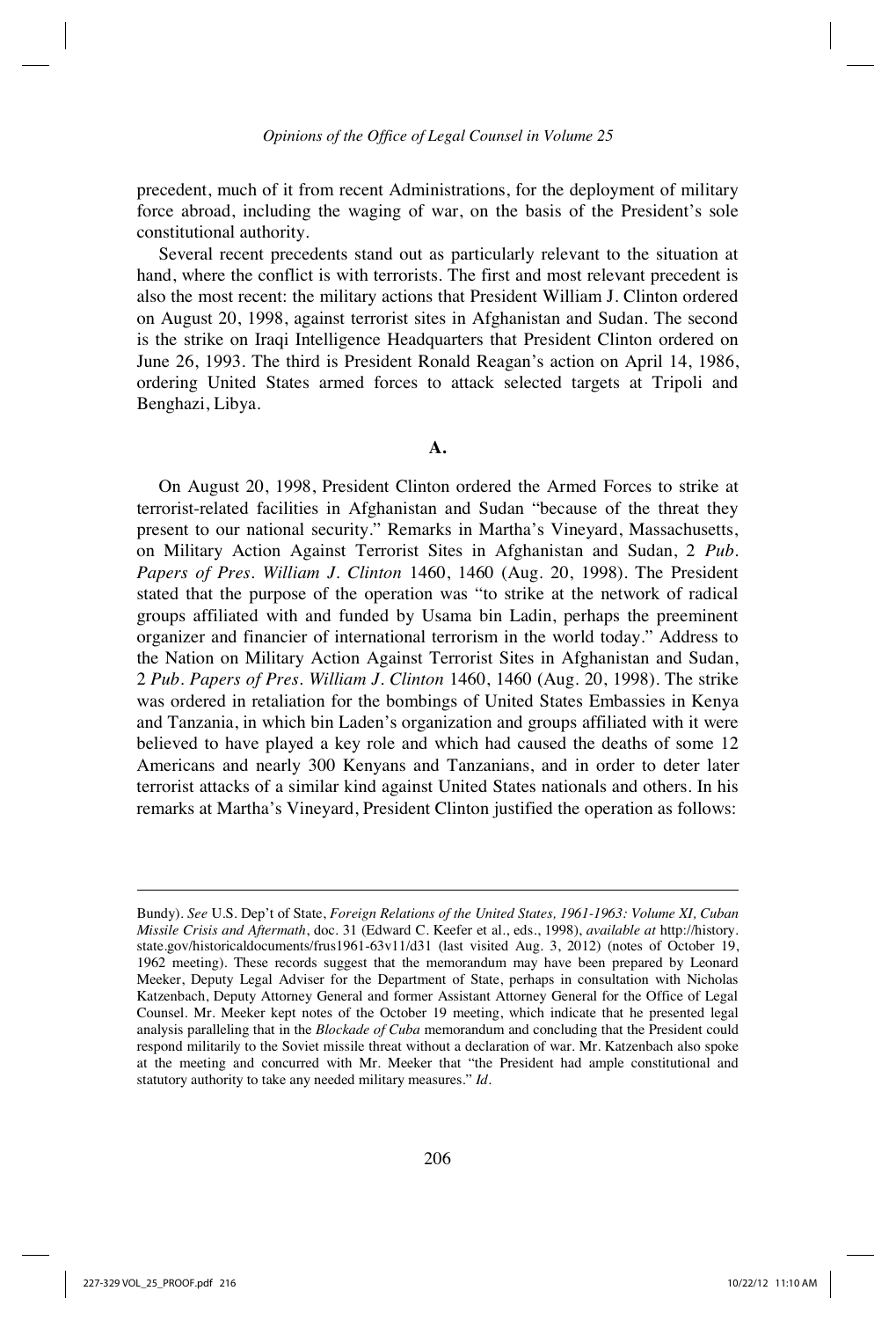precedent, much of it from recent Administrations, for the deployment of military force abroad, including the waging of war, on the basis of the President's sole constitutional authority.

Several recent precedents stand out as particularly relevant to the situation at hand, where the conflict is with terrorists. The first and most relevant precedent is also the most recent: the military actions that President William J. Clinton ordered on August 20, 1998, against terrorist sites in Afghanistan and Sudan. The second is the strike on Iraqi Intelligence Headquarters that President Clinton ordered on June 26, 1993. The third is President Ronald Reagan's action on April 14, 1986, ordering United States armed forces to attack selected targets at Tripoli and Benghazi, Libya.

### A.

On August 20, 1998, President Clinton ordered the Armed Forces to strike at terrorist-related facilities in Afghanistan and Sudan "because of the threat they present to our national security." Remarks in Martha's Vineyard, Massachusetts, on Military Action Against Terrorist Sites in Afghanistan and Sudan, 2 *Pub. Papers of Pres. William J. Clinton* 1460, 1460 (Aug. 20, 1998). The President stated that the purpose of the operation was "to strike at the network of radical groups affiliated with and funded by Usama bin Ladin, perhaps the preeminent organizer and financier of international terrorism in the world today." Address to the Nation on Military Action Against Terrorist Sites in Afghanistan and Sudan, 2 *Pub. Papers of Pres. William J. Clinton* 1460, 1460 (Aug. 20, 1998). The strike was ordered in retaliation for the bombings of United States Embassies in Kenya and Tanzania, in which bin Laden's organization and groups affiliated with it were believed to have played a key role and which had caused the deaths of some 12 Americans and nearly 300 Kenyans and Tanzanians, and in order to deter later terrorist attacks of a similar kind against United States nationals and others. In his remarks at Martha's Vineyard, President Clinton justified the operation as follows:

---

Bundy). *See* U.S. Dep't of State, *Foreign Relations of the United States, 1961-1963: Volume XI, Cuban Missile Crisis and Aftermath*, doc. 31 (Edward C. Keefer et al., eds., 1998), *available at* http://history.state.gov/historicaldocuments/frus1961-63v11/d31 (last visited Aug. 3, 2012) (notes of October 19, 1962 meeting). These records suggest that the memorandum may have been prepared by Leonard Meeker, Deputy Legal Adviser for the Department of State, perhaps in consultation with Nicholas Katzenbach, Deputy Attorney General and former Assistant Attorney General for the Office of Legal Counsel. Mr. Meeker kept notes of the October 19 meeting, which indicate that he presented legal analysis paralleling that in the *Blockade of Cuba* memorandum and concluding that the President could respond militarily to the Soviet missile threat without a declaration of war. Mr. Katzenbach also spoke at the meeting and concurred with Mr. Meeker that "the President had ample constitutional and statutory authority to take any needed military measures." *Id*.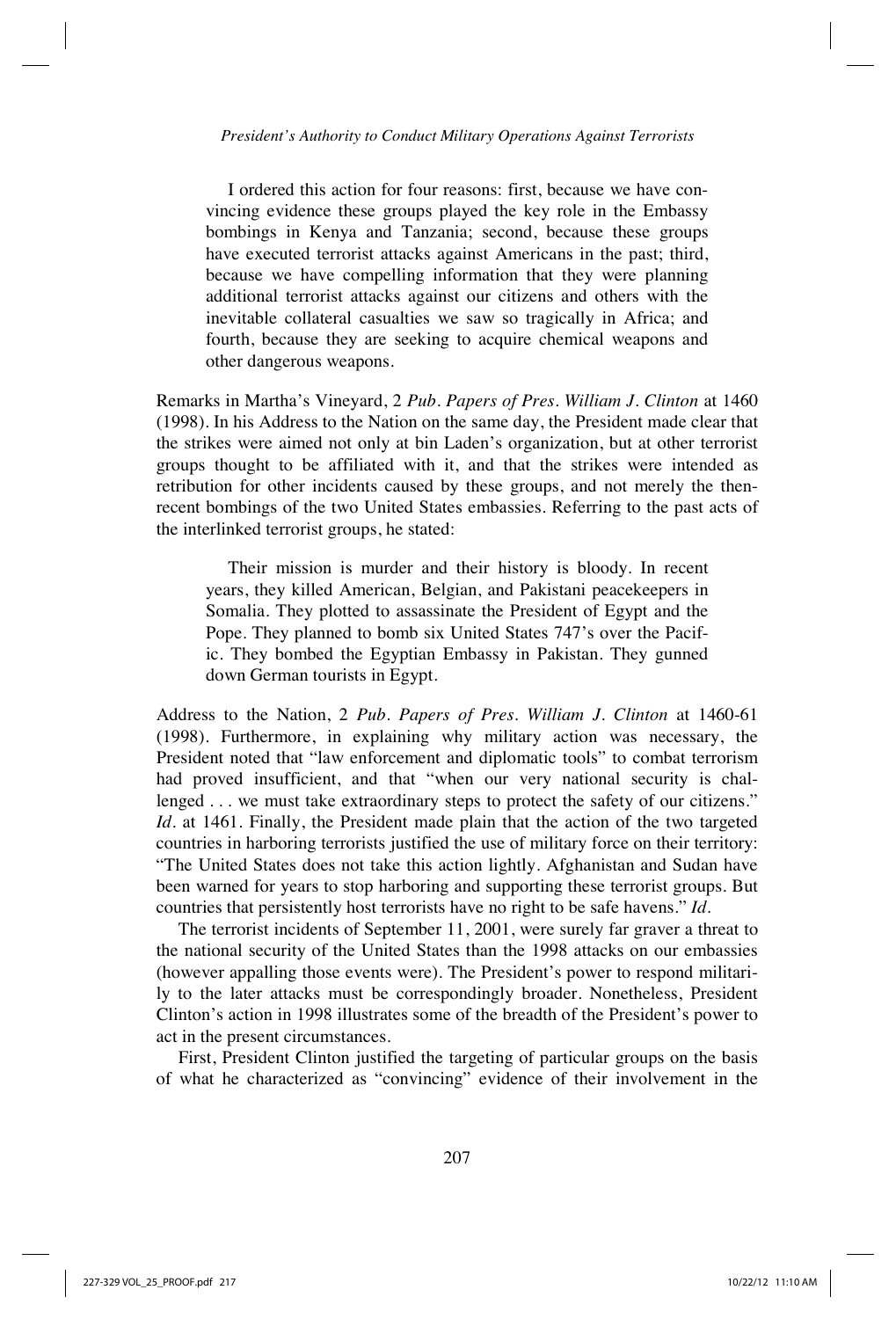> I ordered this action for four reasons: first, because we have convincing evidence these groups played the key role in the Embassy bombings in Kenya and Tanzania; second, because these groups have executed terrorist attacks against Americans in the past; third, because we have compelling information that they were planning additional terrorist attacks against our citizens and others with the inevitable collateral casualties we saw so tragically in Africa; and fourth, because they are seeking to acquire chemical weapons and other dangerous weapons.

Remarks in Martha's Vineyard, 2 *Pub. Papers of Pres. William J. Clinton* at 1460 (1998). In his Address to the Nation on the same day, the President made clear that the strikes were aimed not only at bin Laden's organization, but at other terrorist groups thought to be affiliated with it, and that the strikes were intended as retribution for other incidents caused by these groups, and not merely the then-recent bombings of the two United States embassies. Referring to the past acts of the interlinked terrorist groups, he stated:

> Their mission is murder and their history is bloody. In recent years, they killed American, Belgian, and Pakistani peacekeepers in Somalia. They plotted to assassinate the President of Egypt and the Pope. They planned to bomb six United States 747's over the Pacific. They bombed the Egyptian Embassy in Pakistan. They gunned down German tourists in Egypt.

Address to the Nation, 2 *Pub. Papers of Pres. William J. Clinton* at 1460-61 (1998). Furthermore, in explaining why military action was necessary, the President noted that "law enforcement and diplomatic tools" to combat terrorism had proved insufficient, and that "when our very national security is challenged . . . we must take extraordinary steps to protect the safety of our citizens." *Id.* at 1461. Finally, the President made plain that the action of the two targeted countries in harboring terrorists justified the use of military force on their territory: "The United States does not take this action lightly. Afghanistan and Sudan have been warned for years to stop harboring and supporting these terrorist groups. But countries that persistently host terrorists have no right to be safe havens." *Id.*

The terrorist incidents of September 11, 2001, were surely far graver a threat to the national security of the United States than the 1998 attacks on our embassies (however appalling those events were). The President's power to respond militarily to the later attacks must be correspondingly broader. Nonetheless, President Clinton's action in 1998 illustrates some of the breadth of the President's power to act in the present circumstances.

First, President Clinton justified the targeting of particular groups on the basis of what he characterized as "convincing" evidence of their involvement in the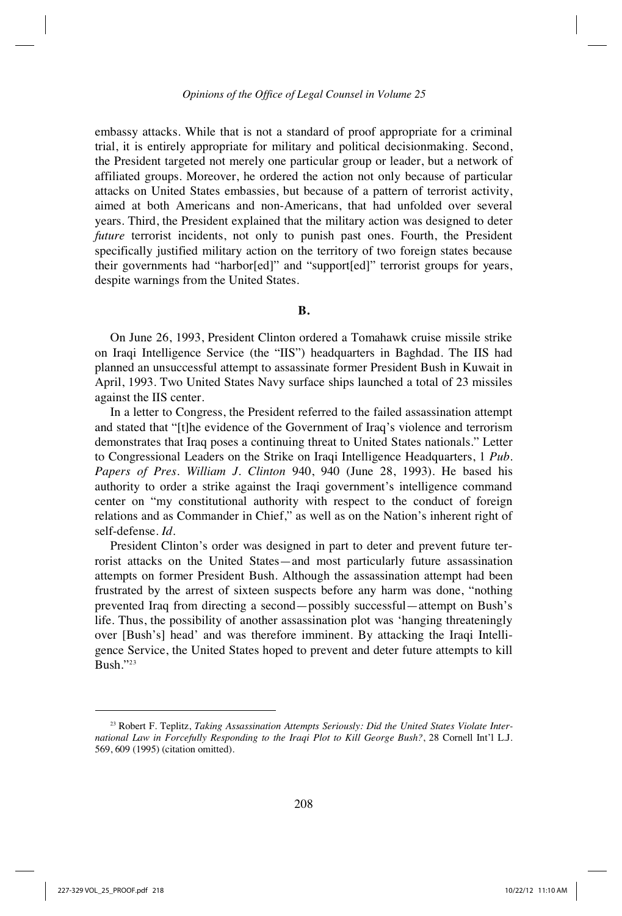embassy attacks. While that is not a standard of proof appropriate for a criminal trial, it is entirely appropriate for military and political decisionmaking. Second, the President targeted not merely one particular group or leader, but a network of affiliated groups. Moreover, he ordered the action not only because of particular attacks on United States embassies, but because of a pattern of terrorist activity, aimed at both Americans and non-Americans, that had unfolded over several years. Third, the President explained that the military action was designed to deter *future* terrorist incidents, not only to punish past ones. Fourth, the President specifically justified military action on the territory of two foreign states because their governments had "harbor[ed]" and "support[ed]" terrorist groups for years, despite warnings from the United States.

### B.

On June 26, 1993, President Clinton ordered a Tomahawk cruise missile strike on Iraqi Intelligence Service (the "IIS") headquarters in Baghdad. The IIS had planned an unsuccessful attempt to assassinate former President Bush in Kuwait in April, 1993. Two United States Navy surface ships launched a total of 23 missiles against the IIS center.

In a letter to Congress, the President referred to the failed assassination attempt and stated that "[t]he evidence of the Government of Iraq's violence and terrorism demonstrates that Iraq poses a continuing threat to United States nationals." Letter to Congressional Leaders on the Strike on Iraqi Intelligence Headquarters, 1 *Pub. Papers of Pres. William J. Clinton* 940, 940 (June 28, 1993). He based his authority to order a strike against the Iraqi government's intelligence command center on "my constitutional authority with respect to the conduct of foreign relations and as Commander in Chief," as well as on the Nation's inherent right of self-defense. *Id.*

President Clinton's order was designed in part to deter and prevent future terrorist attacks on the United States—and most particularly future assassination attempts on former President Bush. Although the assassination attempt had been frustrated by the arrest of sixteen suspects before any harm was done, "nothing prevented Iraq from directing a second—possibly successful—attempt on Bush's life. Thus, the possibility of another assassination plot was 'hanging threateningly over [Bush's] head' and was therefore imminent. By attacking the Iraqi Intelligence Service, the United States hoped to prevent and deter future attempts to kill Bush."[23]

---

[23] Robert F. Teplitz, *Taking Assassination Attempts Seriously: Did the United States Violate International Law in Forcefully Responding to the Iraqi Plot to Kill George Bush?*, 28 Cornell Int'l L.J. 569, 609 (1995) (citation omitted).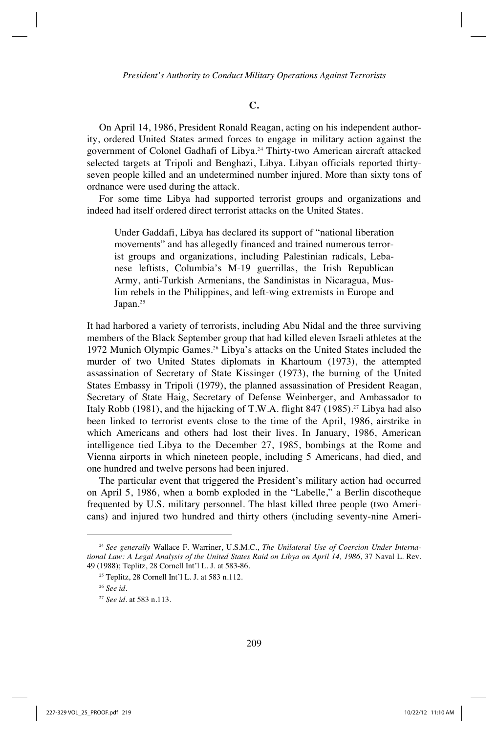### C.

On April 14, 1986, President Ronald Reagan, acting on his independent authority, ordered United States armed forces to engage in military action against the government of Colonel Gadhafi of Libya.[24] Thirty-two American aircraft attacked selected targets at Tripoli and Benghazi, Libya. Libyan officials reported thirty-seven people killed and an undetermined number injured. More than sixty tons of ordnance were used during the attack.

For some time Libya had supported terrorist groups and organizations and indeed had itself ordered direct terrorist attacks on the United States.

> Under Gaddafi, Libya has declared its support of "national liberation movements" and has allegedly financed and trained numerous terrorist groups and organizations, including Palestinian radicals, Lebanese leftists, Columbia's M-19 guerrillas, the Irish Republican Army, anti-Turkish Armenians, the Sandinistas in Nicaragua, Muslim rebels in the Philippines, and left-wing extremists in Europe and Japan.[25]

It had harbored a variety of terrorists, including Abu Nidal and the three surviving members of the Black September group that had killed eleven Israeli athletes at the 1972 Munich Olympic Games.[26] Libya's attacks on the United States included the murder of two United States diplomats in Khartoum (1973), the attempted assassination of Secretary of State Kissinger (1973), the burning of the United States Embassy in Tripoli (1979), the planned assassination of President Reagan, Secretary of State Haig, Secretary of Defense Weinberger, and Ambassador to Italy Robb (1981), and the hijacking of T.W.A. flight 847 (1985).[27] Libya had also been linked to terrorist events close to the time of the April, 1986, airstrike in which Americans and others had lost their lives. In January, 1986, American intelligence tied Libya to the December 27, 1985, bombings at the Rome and Vienna airports in which nineteen people, including 5 Americans, had died, and one hundred and twelve persons had been injured.

The particular event that triggered the President's military action had occurred on April 5, 1986, when a bomb exploded in the "Labelle," a Berlin discotheque frequented by U.S. military personnel. The blast killed three people (two Americans) and injured two hundred and thirty others (including seventy-nine Ameri-

---

[24] *See generally* Wallace F. Warriner, U.S.M.C., *The Unilateral Use of Coercion Under International Law: A Legal Analysis of the United States Raid on Libya on April 14, 1986*, 37 Naval L. Rev. 49 (1988); Teplitz, 28 Cornell Int'l L. J. at 583-86.

[25] Teplitz, 28 Cornell Int'l L. J. at 583 n.112.

[26] *See id.*

[27] *See id.* at 583 n.113.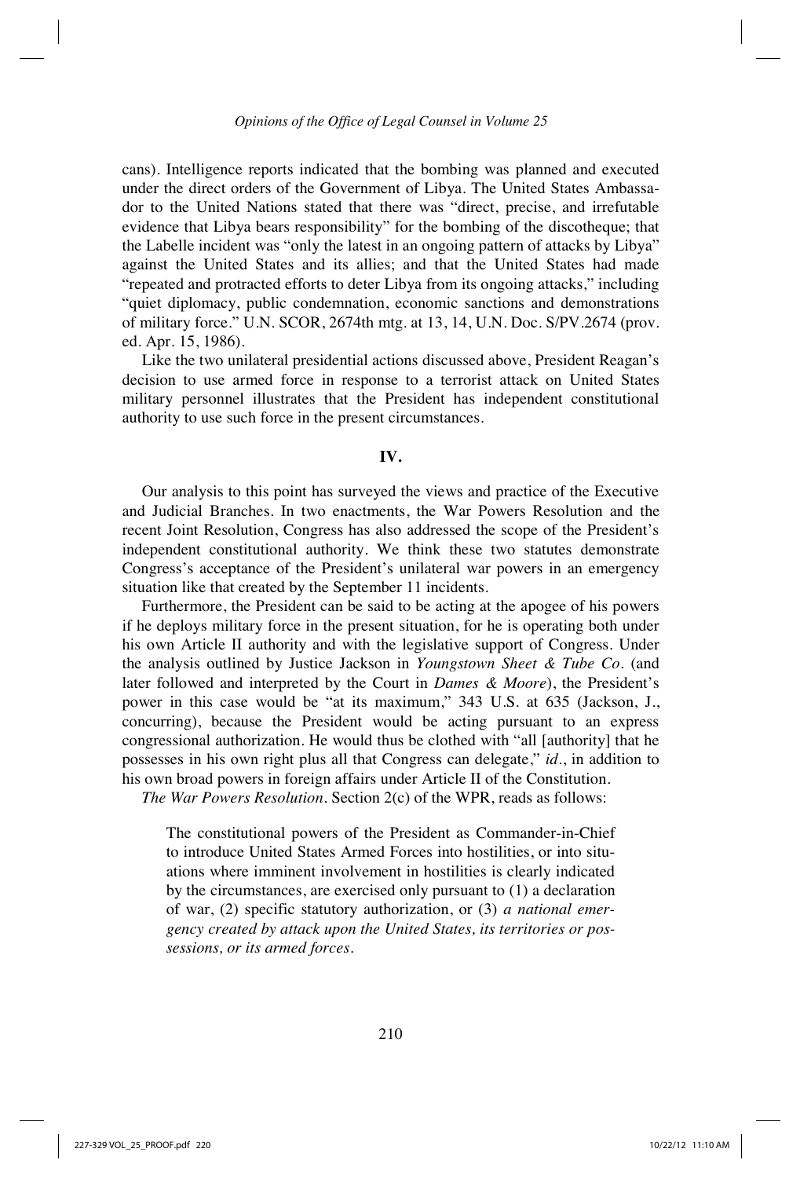cans). Intelligence reports indicated that the bombing was planned and executed under the direct orders of the Government of Libya. The United States Ambassador to the United Nations stated that there was "direct, precise, and irrefutable evidence that Libya bears responsibility" for the bombing of the discotheque; that the Labelle incident was "only the latest in an ongoing pattern of attacks by Libya" against the United States and its allies; and that the United States had made "repeated and protracted efforts to deter Libya from its ongoing attacks," including "quiet diplomacy, public condemnation, economic sanctions and demonstrations of military force." U.N. SCOR, 2674th mtg. at 13, 14, U.N. Doc. S/PV.2674 (prov. ed. Apr. 15, 1986).

Like the two unilateral presidential actions discussed above, President Reagan's decision to use armed force in response to a terrorist attack on United States military personnel illustrates that the President has independent constitutional authority to use such force in the present circumstances.

## IV.

Our analysis to this point has surveyed the views and practice of the Executive and Judicial Branches. In two enactments, the War Powers Resolution and the recent Joint Resolution, Congress has also addressed the scope of the President's independent constitutional authority. We think these two statutes demonstrate Congress's acceptance of the President's unilateral war powers in an emergency situation like that created by the September 11 incidents.

Furthermore, the President can be said to be acting at the apogee of his powers if he deploys military force in the present situation, for he is operating both under his own Article II authority and with the legislative support of Congress. Under the analysis outlined by Justice Jackson in *Youngstown Sheet & Tube Co.* (and later followed and interpreted by the Court in *Dames & Moore*), the President's power in this case would be "at its maximum," 343 U.S. at 635 (Jackson, J., concurring), because the President would be acting pursuant to an express congressional authorization. He would thus be clothed with "all [authority] that he possesses in his own right plus all that Congress can delegate," *id.*, in addition to his own broad powers in foreign affairs under Article II of the Constitution.

*The War Powers Resolution.* Section 2(c) of the WPR, reads as follows:

> The constitutional powers of the President as Commander-in-Chief to introduce United States Armed Forces into hostilities, or into situations where imminent involvement in hostilities is clearly indicated by the circumstances, are exercised only pursuant to (1) a declaration of war, (2) specific statutory authorization, or (3) *a national emergency created by attack upon the United States, its territories or possessions, or its armed forces.*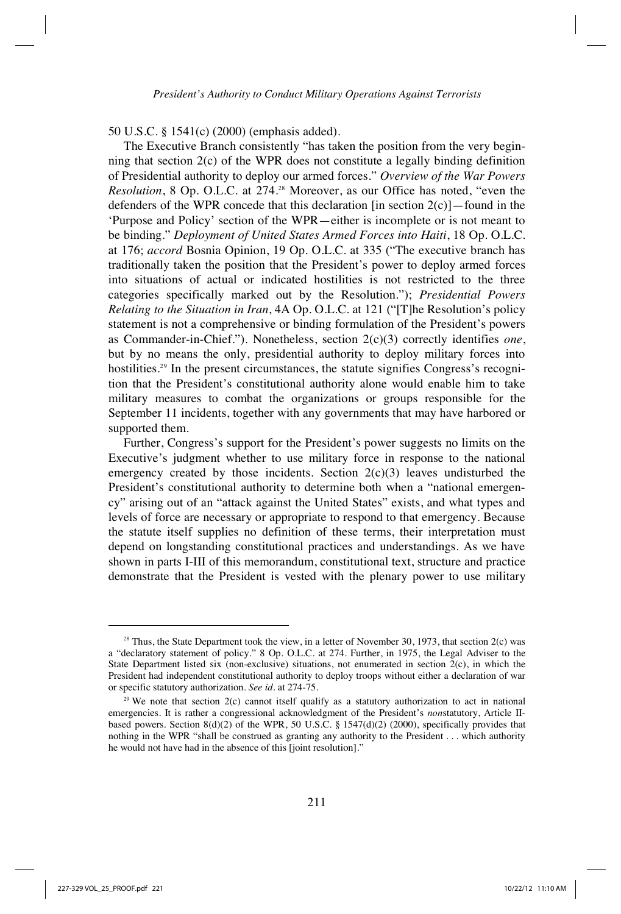50 U.S.C. § 1541(c) (2000) (emphasis added).

The Executive Branch consistently "has taken the position from the very beginning that section 2(c) of the WPR does not constitute a legally binding definition of Presidential authority to deploy our armed forces." *Overview of the War Powers Resolution*, 8 Op. O.L.C. at 274.[28] Moreover, as our Office has noted, "even the defenders of the WPR concede that this declaration [in section 2(c)]—found in the 'Purpose and Policy' section of the WPR—either is incomplete or is not meant to be binding." *Deployment of United States Armed Forces into Haiti*, 18 Op. O.L.C. at 176; *accord* Bosnia Opinion, 19 Op. O.L.C. at 335 ("The executive branch has traditionally taken the position that the President's power to deploy armed forces into situations of actual or indicated hostilities is not restricted to the three categories specifically marked out by the Resolution."); *Presidential Powers Relating to the Situation in Iran*, 4A Op. O.L.C. at 121 ("[T]he Resolution's policy statement is not a comprehensive or binding formulation of the President's powers as Commander-in-Chief."). Nonetheless, section 2(c)(3) correctly identifies *one*, but by no means the only, presidential authority to deploy military forces into hostilities.[29] In the present circumstances, the statute signifies Congress's recognition that the President's constitutional authority alone would enable him to take military measures to combat the organizations or groups responsible for the September 11 incidents, together with any governments that may have harbored or supported them.

Further, Congress's support for the President's power suggests no limits on the Executive's judgment whether to use military force in response to the national emergency created by those incidents. Section 2(c)(3) leaves undisturbed the President's constitutional authority to determine both when a "national emergency" arising out of an "attack against the United States" exists, and what types and levels of force are necessary or appropriate to respond to that emergency. Because the statute itself supplies no definition of these terms, their interpretation must depend on longstanding constitutional practices and understandings. As we have shown in parts I-III of this memorandum, constitutional text, structure and practice demonstrate that the President is vested with the plenary power to use military

---

[28] Thus, the State Department took the view, in a letter of November 30, 1973, that section 2(c) was a "declaratory statement of policy." 8 Op. O.L.C. at 274. Further, in 1975, the Legal Adviser to the State Department listed six (non-exclusive) situations, not enumerated in section 2(c), in which the President had independent constitutional authority to deploy troops without either a declaration of war or specific statutory authorization. *See id.* at 274-75.

[29] We note that section 2(c) cannot itself qualify as a statutory authorization to act in national emergencies. It is rather a congressional acknowledgment of the President's *non*statutory, Article II-based powers. Section 8(d)(2) of the WPR, 50 U.S.C. § 1547(d)(2) (2000), specifically provides that nothing in the WPR "shall be construed as granting any authority to the President . . . which authority he would not have had in the absence of this [joint resolution]."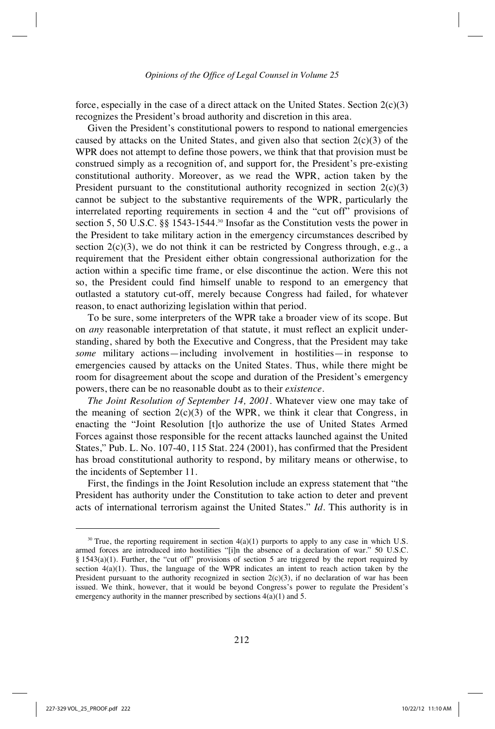force, especially in the case of a direct attack on the United States. Section 2(c)(3) recognizes the President's broad authority and discretion in this area.

Given the President's constitutional powers to respond to national emergencies caused by attacks on the United States, and given also that section 2(c)(3) of the WPR does not attempt to define those powers, we think that that provision must be construed simply as a recognition of, and support for, the President's pre-existing constitutional authority. Moreover, as we read the WPR, action taken by the President pursuant to the constitutional authority recognized in section 2(c)(3) cannot be subject to the substantive requirements of the WPR, particularly the interrelated reporting requirements in section 4 and the "cut off" provisions of section 5, 50 U.S.C. §§ 1543-1544.[30] Insofar as the Constitution vests the power in the President to take military action in the emergency circumstances described by section 2(c)(3), we do not think it can be restricted by Congress through, e.g., a requirement that the President either obtain congressional authorization for the action within a specific time frame, or else discontinue the action. Were this not so, the President could find himself unable to respond to an emergency that outlasted a statutory cut-off, merely because Congress had failed, for whatever reason, to enact authorizing legislation within that period.

To be sure, some interpreters of the WPR take a broader view of its scope. But on *any* reasonable interpretation of that statute, it must reflect an explicit understanding, shared by both the Executive and Congress, that the President may take *some* military actions—including involvement in hostilities—in response to emergencies caused by attacks on the United States. Thus, while there might be room for disagreement about the scope and duration of the President's emergency powers, there can be no reasonable doubt as to their *existence*.

*The Joint Resolution of September 14, 2001*. Whatever view one may take of the meaning of section 2(c)(3) of the WPR, we think it clear that Congress, in enacting the "Joint Resolution [t]o authorize the use of United States Armed Forces against those responsible for the recent attacks launched against the United States," Pub. L. No. 107-40, 115 Stat. 224 (2001), has confirmed that the President has broad constitutional authority to respond, by military means or otherwise, to the incidents of September 11.

First, the findings in the Joint Resolution include an express statement that "the President has authority under the Constitution to take action to deter and prevent acts of international terrorism against the United States." *Id*. This authority is in

---

[30] True, the reporting requirement in section 4(a)(1) purports to apply to any case in which U.S. armed forces are introduced into hostilities "[i]n the absence of a declaration of war." 50 U.S.C. § 1543(a)(1). Further, the "cut off" provisions of section 5 are triggered by the report required by section 4(a)(1). Thus, the language of the WPR indicates an intent to reach action taken by the President pursuant to the authority recognized in section 2(c)(3), if no declaration of war has been issued. We think, however, that it would be beyond Congress's power to regulate the President's emergency authority in the manner prescribed by sections 4(a)(1) and 5.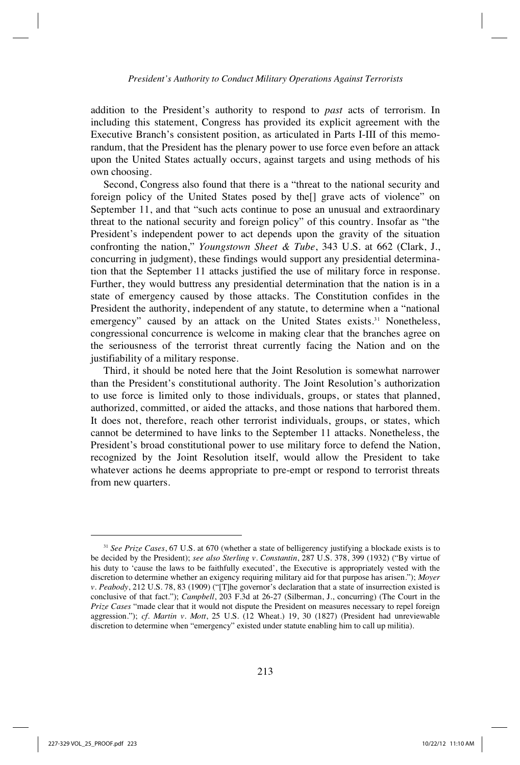addition to the President's authority to respond to *past* acts of terrorism. In including this statement, Congress has provided its explicit agreement with the Executive Branch's consistent position, as articulated in Parts I-III of this memorandum, that the President has the plenary power to use force even before an attack upon the United States actually occurs, against targets and using methods of his own choosing.

Second, Congress also found that there is a "threat to the national security and foreign policy of the United States posed by the[] grave acts of violence" on September 11, and that "such acts continue to pose an unusual and extraordinary threat to the national security and foreign policy" of this country. Insofar as "the President's independent power to act depends upon the gravity of the situation confronting the nation," *Youngstown Sheet & Tube*, 343 U.S. at 662 (Clark, J., concurring in judgment), these findings would support any presidential determination that the September 11 attacks justified the use of military force in response. Further, they would buttress any presidential determination that the nation is in a state of emergency caused by those attacks. The Constitution confides in the President the authority, independent of any statute, to determine when a "national emergency" caused by an attack on the United States exists.[31] Nonetheless, congressional concurrence is welcome in making clear that the branches agree on the seriousness of the terrorist threat currently facing the Nation and on the justifiability of a military response.

Third, it should be noted here that the Joint Resolution is somewhat narrower than the President's constitutional authority. The Joint Resolution's authorization to use force is limited only to those individuals, groups, or states that planned, authorized, committed, or aided the attacks, and those nations that harbored them. It does not, therefore, reach other terrorist individuals, groups, or states, which cannot be determined to have links to the September 11 attacks. Nonetheless, the President's broad constitutional power to use military force to defend the Nation, recognized by the Joint Resolution itself, would allow the President to take whatever actions he deems appropriate to pre-empt or respond to terrorist threats from new quarters.

---

[31] *See Prize Cases*, 67 U.S. at 670 (whether a state of belligerency justifying a blockade exists is to be decided by the President); *see also Sterling v. Constantin*, 287 U.S. 378, 399 (1932) ("By virtue of his duty to 'cause the laws to be faithfully executed', the Executive is appropriately vested with the discretion to determine whether an exigency requiring military aid for that purpose has arisen."); *Moyer v. Peabody*, 212 U.S. 78, 83 (1909) ("[T]he governor's declaration that a state of insurrection existed is conclusive of that fact."); *Campbell*, 203 F.3d at 26-27 (Silberman, J., concurring) (The Court in the *Prize Cases* "made clear that it would not dispute the President on measures necessary to repel foreign aggression."); *cf. Martin v. Mott*, 25 U.S. (12 Wheat.) 19, 30 (1827) (President had unreviewable discretion to determine when "emergency" existed under statute enabling him to call up militia).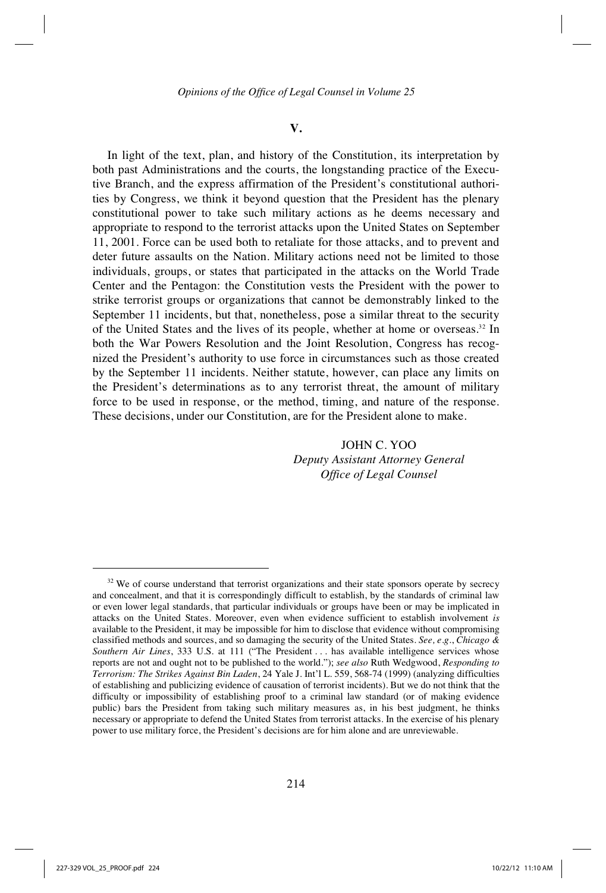## V.

In light of the text, plan, and history of the Constitution, its interpretation by both past Administrations and the courts, the longstanding practice of the Executive Branch, and the express affirmation of the President's constitutional authorities by Congress, we think it beyond question that the President has the plenary constitutional power to take such military actions as he deems necessary and appropriate to respond to the terrorist attacks upon the United States on September 11, 2001. Force can be used both to retaliate for those attacks, and to prevent and deter future assaults on the Nation. Military actions need not be limited to those individuals, groups, or states that participated in the attacks on the World Trade Center and the Pentagon: the Constitution vests the President with the power to strike terrorist groups or organizations that cannot be demonstrably linked to the September 11 incidents, but that, nonetheless, pose a similar threat to the security of the United States and the lives of its people, whether at home or overseas.[32] In both the War Powers Resolution and the Joint Resolution, Congress has recognized the President's authority to use force in circumstances such as those created by the September 11 incidents. Neither statute, however, can place any limits on the President's determinations as to any terrorist threat, the amount of military force to be used in response, or the method, timing, and nature of the response. These decisions, under our Constitution, are for the President alone to make.

JOHN C. YOO
*Deputy Assistant Attorney General*
*Office of Legal Counsel*

---

[32] We of course understand that terrorist organizations and their state sponsors operate by secrecy and concealment, and that it is correspondingly difficult to establish, by the standards of criminal law or even lower legal standards, that particular individuals or groups have been or may be implicated in attacks on the United States. Moreover, even when evidence sufficient to establish involvement *is* available to the President, it may be impossible for him to disclose that evidence without compromising classified methods and sources, and so damaging the security of the United States. *See, e.g.*, *Chicago & Southern Air Lines*, 333 U.S. at 111 ("The President . . . has available intelligence services whose reports are not and ought not to be published to the world."); *see also* Ruth Wedgwood, *Responding to Terrorism: The Strikes Against Bin Laden*, 24 Yale J. Int'l L. 559, 568-74 (1999) (analyzing difficulties of establishing and publicizing evidence of causation of terrorist incidents). But we do not think that the difficulty or impossibility of establishing proof to a criminal law standard (or of making evidence public) bars the President from taking such military measures as, in his best judgment, he thinks necessary or appropriate to defend the United States from terrorist attacks. In the exercise of his plenary power to use military force, the President's decisions are for him alone and are unreviewable.